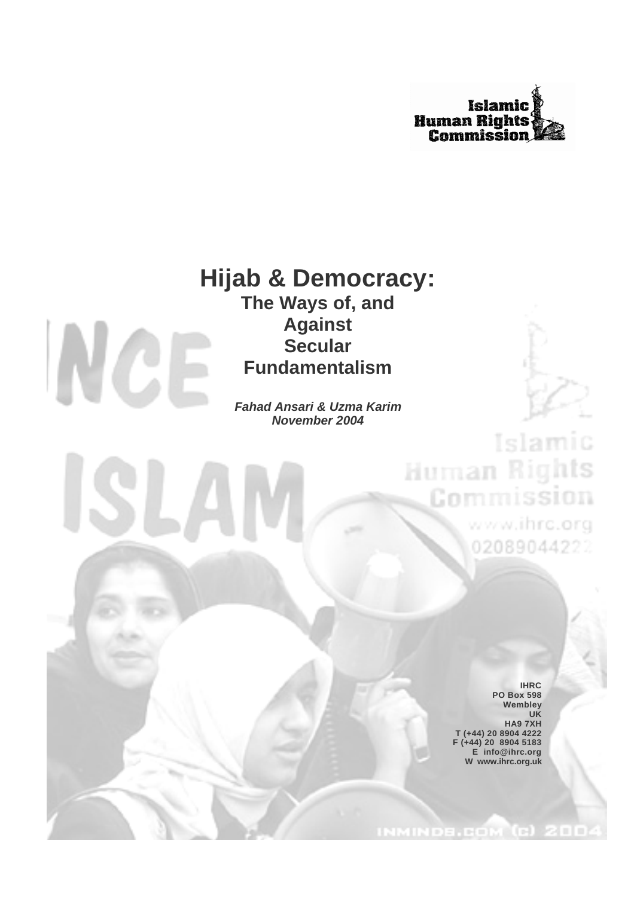Islamic Human Rights Commission

# Hijab & Democracy:

## The Ways of, and Against Secular Fundamentalism

***Fahad Ansari & Uzma Karim***
***November 2004***

**IHRC**
**PO Box 598**
**Wembley**
**UK**
**HA9 7XH**
**T (+44) 20 8904 4222**
**F (+44) 20 8904 5183**
**E info@ihrc.org**
**W www.ihrc.org.uk**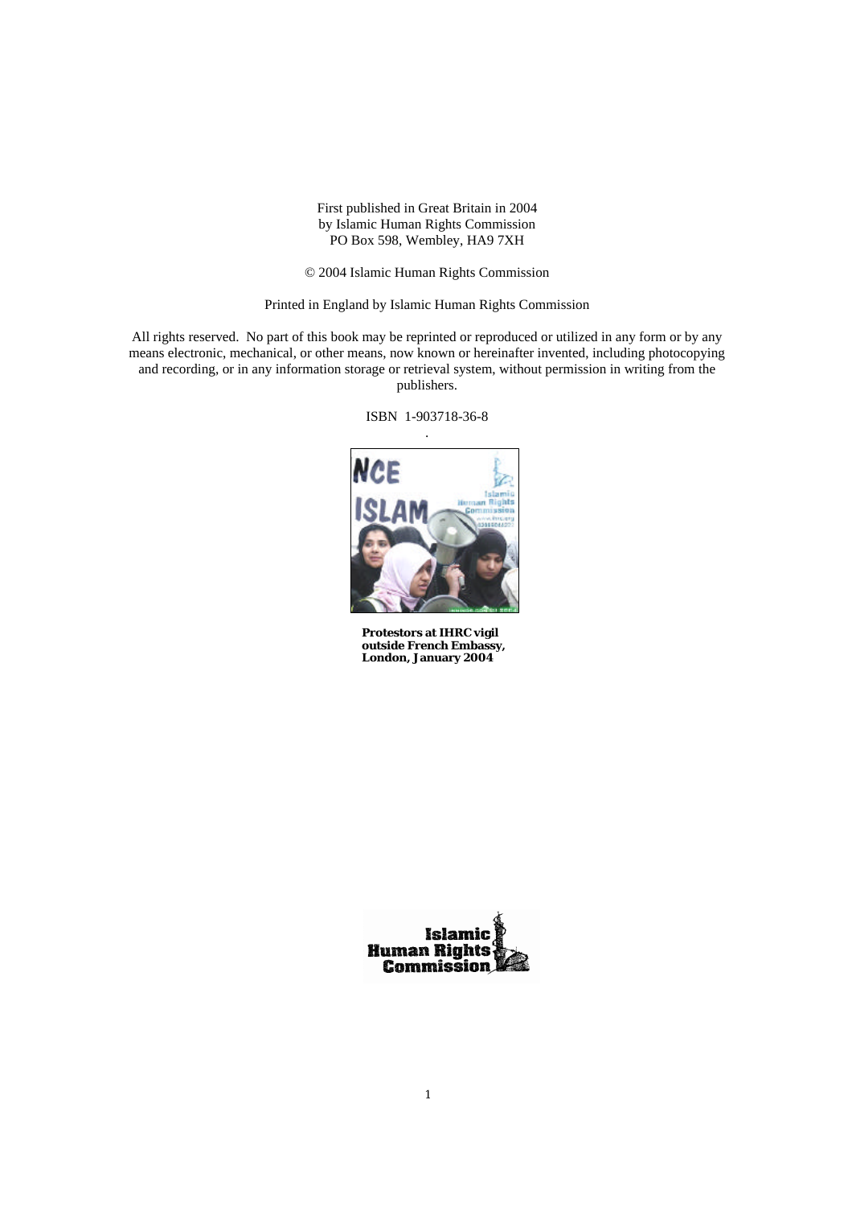First published in Great Britain in 2004
by Islamic Human Rights Commission
PO Box 598, Wembley, HA9 7XH

© 2004 Islamic Human Rights Commission

Printed in England by Islamic Human Rights Commission

All rights reserved. No part of this book may be reprinted or reproduced or utilized in any form or by any means electronic, mechanical, or other means, now known or hereinafter invented, including photocopying and recording, or in any information storage or retrieval system, without permission in writing from the publishers.

ISBN 1-903718-36-8

**Protestors at IHRC vigil outside French Embassy, London, January 2004**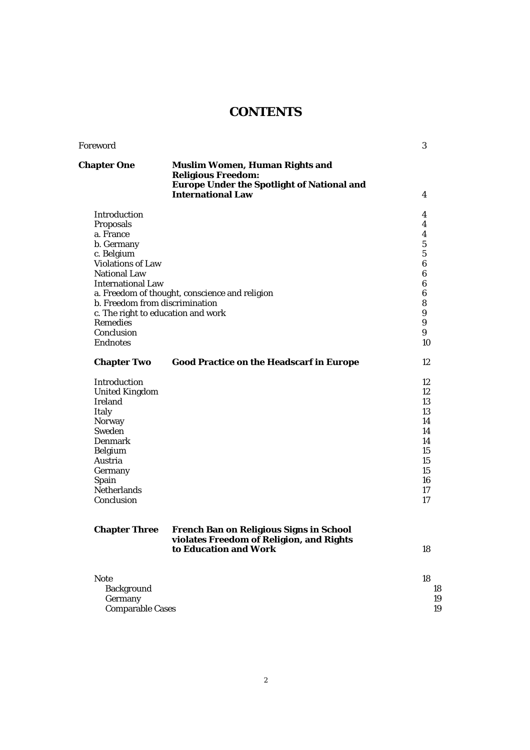# CONTENTS

| | | |
|---|---|---|
| Foreword | | 3 |
| **Chapter One** | **Muslim Women, Human Rights and Religious Freedom: Europe Under the Spotlight of National and International Law** | 4 |
| Introduction | | 4 |
| Proposals | | 4 |
| a. France | | 4 |
| b. Germany | | 5 |
| c. Belgium | | 5 |
| Violations of Law | | 6 |
| National Law | | 6 |
| International Law | | 6 |
| a. Freedom of thought, conscience and religion | | 6 |
| b. Freedom from discrimination | | 8 |
| c. The right to education and work | | 9 |
| Remedies | | 9 |
| Conclusion | | 9 |
| Endnotes | | 10 |
| **Chapter Two** | **Good Practice on the Headscarf in Europe** | 12 |
| Introduction | | 12 |
| United Kingdom | | 12 |
| Ireland | | 13 |
| Italy | | 13 |
| Norway | | 14 |
| Sweden | | 14 |
| Denmark | | 14 |
| Belgium | | 15 |
| Austria | | 15 |
| Germany | | 15 |
| Spain | | 16 |
| Netherlands | | 17 |
| Conclusion | | 17 |
| **Chapter Three** | **French Ban on Religious Signs in School violates Freedom of Religion, and Rights to Education and Work** | 18 |
| Note | | 18 |
| Background | | 18 |
| Germany | | 19 |
| Comparable Cases | | 19 |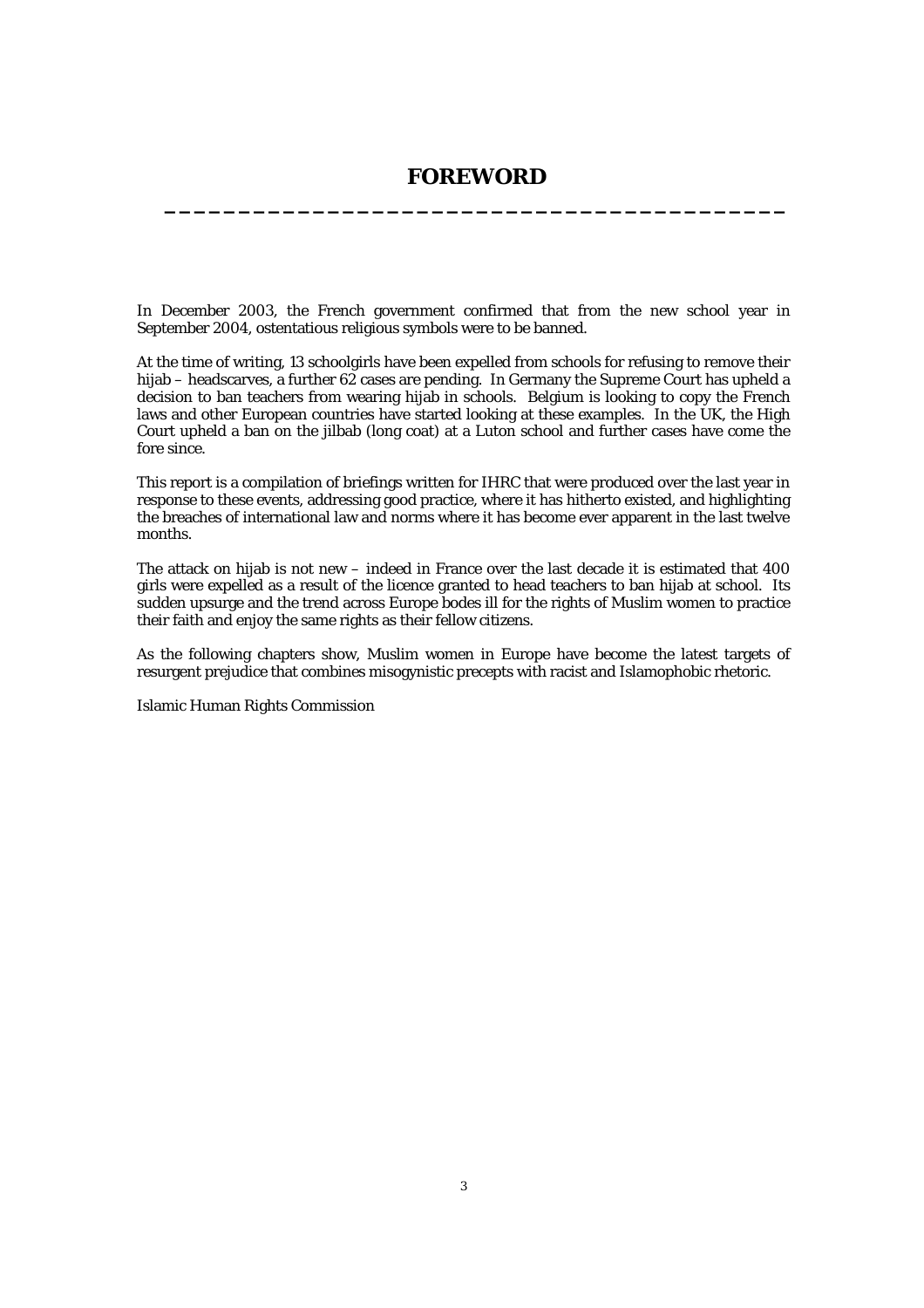# FOREWORD

In December 2003, the French government confirmed that from the new school year in September 2004, ostentatious religious symbols were to be banned.

At the time of writing, 13 schoolgirls have been expelled from schools for refusing to remove their hijab – headscarves, a further 62 cases are pending. In Germany the Supreme Court has upheld a decision to ban teachers from wearing hijab in schools. Belgium is looking to copy the French laws and other European countries have started looking at these examples. In the UK, the High Court upheld a ban on the jilbab (long coat) at a Luton school and further cases have come the fore since.

This report is a compilation of briefings written for IHRC that were produced over the last year in response to these events, addressing good practice, where it has hitherto existed, and highlighting the breaches of international law and norms where it has become ever apparent in the last twelve months.

The attack on hijab is not new – indeed in France over the last decade it is estimated that 400 girls were expelled as a result of the licence granted to head teachers to ban hijab at school. Its sudden upsurge and the trend across Europe bodes ill for the rights of Muslim women to practice their faith and enjoy the same rights as their fellow citizens.

As the following chapters show, Muslim women in Europe have become the latest targets of resurgent prejudice that combines misogynistic precepts with racist and Islamophobic rhetoric.

Islamic Human Rights Commission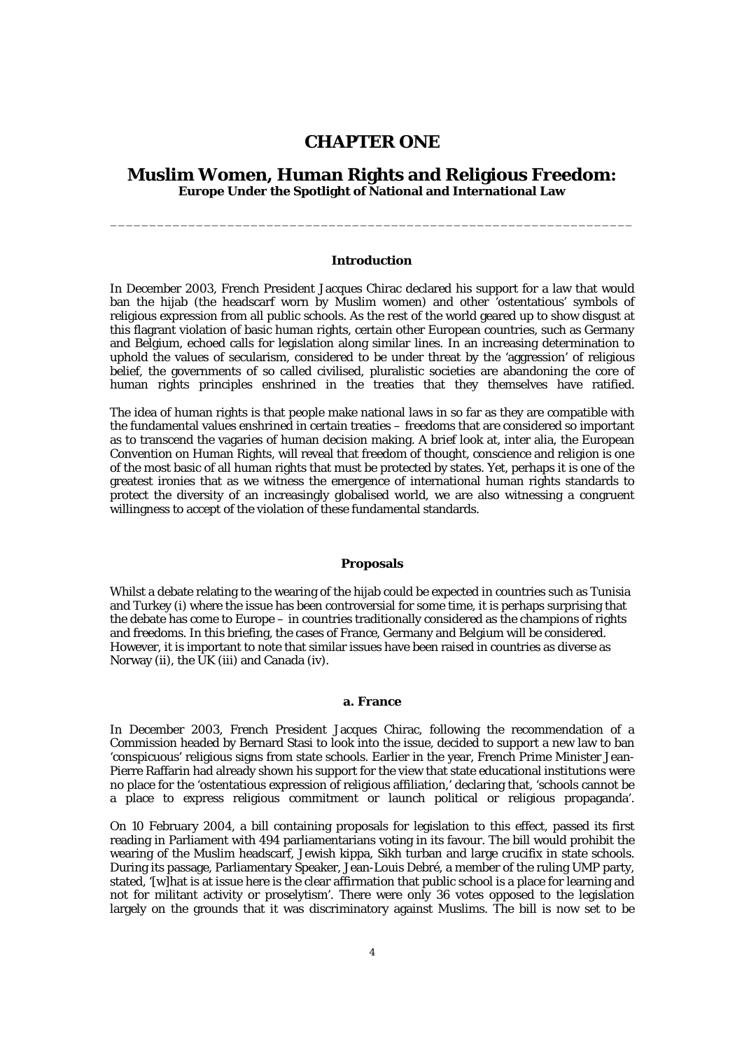# CHAPTER ONE

## Muslim Women, Human Rights and Religious Freedom:

**Europe Under the Spotlight of National and International Law**

---

### Introduction

In December 2003, French President Jacques Chirac declared his support for a law that would ban the hijab (the headscarf worn by Muslim women) and other 'ostentatious' symbols of religious expression from all public schools. As the rest of the world geared up to show disgust at this flagrant violation of basic human rights, certain other European countries, such as Germany and Belgium, echoed calls for legislation along similar lines. In an increasing determination to uphold the values of secularism, considered to be under threat by the 'aggression' of religious belief, the governments of so called civilised, pluralistic societies are abandoning the core of human rights principles enshrined in the treaties that they themselves have ratified.

The idea of human rights is that people make national laws in so far as they are compatible with the fundamental values enshrined in certain treaties – freedoms that are considered so important as to transcend the vagaries of human decision making. A brief look at, inter alia, the European Convention on Human Rights, will reveal that freedom of thought, conscience and religion is one of the most basic of all human rights that must be protected by states. Yet, perhaps it is one of the greatest ironies that as we witness the emergence of international human rights standards to protect the diversity of an increasingly globalised world, we are also witnessing a congruent willingness to accept of the violation of these fundamental standards.

### Proposals

Whilst a debate relating to the wearing of the hijab could be expected in countries such as Tunisia and Turkey (i) where the issue has been controversial for some time, it is perhaps surprising that the debate has come to Europe – in countries traditionally considered as the champions of rights and freedoms. In this briefing, the cases of France, Germany and Belgium will be considered. However, it is important to note that similar issues have been raised in countries as diverse as Norway (ii), the UK (iii) and Canada (iv).

#### a. France

In December 2003, French President Jacques Chirac, following the recommendation of a Commission headed by Bernard Stasi to look into the issue, decided to support a new law to ban 'conspicuous' religious signs from state schools. Earlier in the year, French Prime Minister Jean-Pierre Raffarin had already shown his support for the view that state educational institutions were no place for the 'ostentatious expression of religious affiliation,' declaring that, 'schools cannot be a place to express religious commitment or launch political or religious propaganda'.

On 10 February 2004, a bill containing proposals for legislation to this effect, passed its first reading in Parliament with 494 parliamentarians voting in its favour. The bill would prohibit the wearing of the Muslim headscarf, Jewish kippa, Sikh turban and large crucifix in state schools. During its passage, Parliamentary Speaker, Jean-Louis Debré, a member of the ruling UMP party, stated, '[w]hat is at issue here is the clear affirmation that public school is a place for learning and not for militant activity or proselytism'. There were only 36 votes opposed to the legislation largely on the grounds that it was discriminatory against Muslims. The bill is now set to be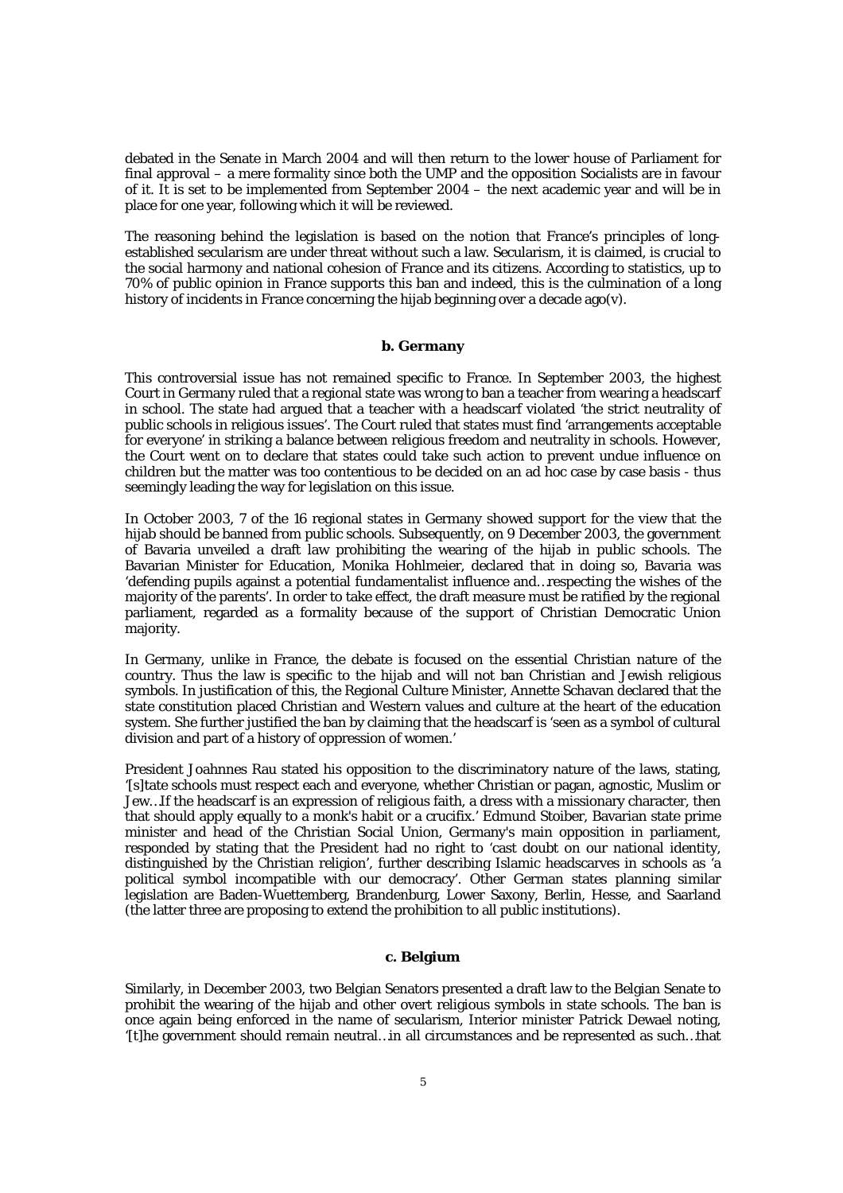debated in the Senate in March 2004 and will then return to the lower house of Parliament for final approval – a mere formality since both the UMP and the opposition Socialists are in favour of it. It is set to be implemented from September 2004 – the next academic year and will be in place for one year, following which it will be reviewed.

The reasoning behind the legislation is based on the notion that France's principles of long-established secularism are under threat without such a law. Secularism, it is claimed, is crucial to the social harmony and national cohesion of France and its citizens. According to statistics, up to 70% of public opinion in France supports this ban and indeed, this is the culmination of a long history of incidents in France concerning the hijab beginning over a decade ago(v).

### b. Germany

This controversial issue has not remained specific to France. In September 2003, the highest Court in Germany ruled that a regional state was wrong to ban a teacher from wearing a headscarf in school. The state had argued that a teacher with a headscarf violated 'the strict neutrality of public schools in religious issues'. The Court ruled that states must find 'arrangements acceptable for everyone' in striking a balance between religious freedom and neutrality in schools. However, the Court went on to declare that states could take such action to prevent undue influence on children but the matter was too contentious to be decided on an ad hoc case by case basis - thus seemingly leading the way for legislation on this issue.

In October 2003, 7 of the 16 regional states in Germany showed support for the view that the hijab should be banned from public schools. Subsequently, on 9 December 2003, the government of Bavaria unveiled a draft law prohibiting the wearing of the hijab in public schools. The Bavarian Minister for Education, Monika Hohlmeier, declared that in doing so, Bavaria was 'defending pupils against a potential fundamentalist influence and…respecting the wishes of the majority of the parents'. In order to take effect, the draft measure must be ratified by the regional parliament, regarded as a formality because of the support of Christian Democratic Union majority.

In Germany, unlike in France, the debate is focused on the essential Christian nature of the country. Thus the law is specific to the hijab and will not ban Christian and Jewish religious symbols. In justification of this, the Regional Culture Minister, Annette Schavan declared that the state constitution placed Christian and Western values and culture at the heart of the education system. She further justified the ban by claiming that the headscarf is 'seen as a symbol of cultural division and part of a history of oppression of women.'

President Joahnnes Rau stated his opposition to the discriminatory nature of the laws, stating, '[s]tate schools must respect each and everyone, whether Christian or pagan, agnostic, Muslim or Jew…If the headscarf is an expression of religious faith, a dress with a missionary character, then that should apply equally to a monk's habit or a crucifix.' Edmund Stoiber, Bavarian state prime minister and head of the Christian Social Union, Germany's main opposition in parliament, responded by stating that the President had no right to 'cast doubt on our national identity, distinguished by the Christian religion', further describing Islamic headscarves in schools as 'a political symbol incompatible with our democracy'. Other German states planning similar legislation are Baden-Wuettemberg, Brandenburg, Lower Saxony, Berlin, Hesse, and Saarland (the latter three are proposing to extend the prohibition to all public institutions).

### c. Belgium

Similarly, in December 2003, two Belgian Senators presented a draft law to the Belgian Senate to prohibit the wearing of the hijab and other overt religious symbols in state schools. The ban is once again being enforced in the name of secularism, Interior minister Patrick Dewael noting, '[t]he government should remain neutral…in all circumstances and be represented as such…that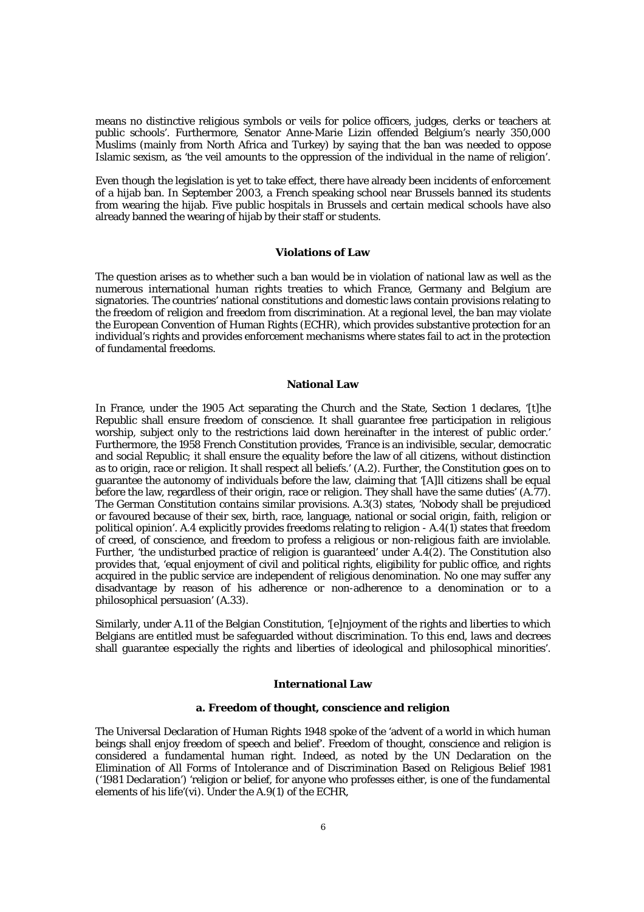means no distinctive religious symbols or veils for police officers, judges, clerks or teachers at public schools'. Furthermore, Senator Anne-Marie Lizin offended Belgium's nearly 350,000 Muslims (mainly from North Africa and Turkey) by saying that the ban was needed to oppose Islamic sexism, as 'the veil amounts to the oppression of the individual in the name of religion'.

Even though the legislation is yet to take effect, there have already been incidents of enforcement of a hijab ban. In September 2003, a French speaking school near Brussels banned its students from wearing the hijab. Five public hospitals in Brussels and certain medical schools have also already banned the wearing of hijab by their staff or students.

## Violations of Law

The question arises as to whether such a ban would be in violation of national law as well as the numerous international human rights treaties to which France, Germany and Belgium are signatories. The countries' national constitutions and domestic laws contain provisions relating to the freedom of religion and freedom from discrimination. At a regional level, the ban may violate the European Convention of Human Rights (ECHR), which provides substantive protection for an individual's rights and provides enforcement mechanisms where states fail to act in the protection of fundamental freedoms.

## National Law

In France, under the 1905 Act separating the Church and the State, Section 1 declares, '[t]he Republic shall ensure freedom of conscience. It shall guarantee free participation in religious worship, subject only to the restrictions laid down hereinafter in the interest of public order.' Furthermore, the 1958 French Constitution provides, 'France is an indivisible, secular, democratic and social Republic; it shall ensure the equality before the law of all citizens, without distinction as to origin, race or religion. It shall respect all beliefs.' (A.2). Further, the Constitution goes on to guarantee the autonomy of individuals before the law, claiming that '[A]ll citizens shall be equal before the law, regardless of their origin, race or religion. They shall have the same duties' (A.77). The German Constitution contains similar provisions. A.3(3) states, 'Nobody shall be prejudiced or favoured because of their sex, birth, race, language, national or social origin, faith, religion or political opinion'. A.4 explicitly provides freedoms relating to religion - A.4(1) states that freedom of creed, of conscience, and freedom to profess a religious or non-religious faith are inviolable. Further, 'the undisturbed practice of religion is guaranteed' under A.4(2). The Constitution also provides that, 'equal enjoyment of civil and political rights, eligibility for public office, and rights acquired in the public service are independent of religious denomination. No one may suffer any disadvantage by reason of his adherence or non-adherence to a denomination or to a philosophical persuasion' (A.33).

Similarly, under A.11 of the Belgian Constitution, '[e]njoyment of the rights and liberties to which Belgians are entitled must be safeguarded without discrimination. To this end, laws and decrees shall guarantee especially the rights and liberties of ideological and philosophical minorities'.

## International Law

### a. Freedom of thought, conscience and religion

The Universal Declaration of Human Rights 1948 spoke of the 'advent of a world in which human beings shall enjoy freedom of speech and belief'. Freedom of thought, conscience and religion is considered a fundamental human right. Indeed, as noted by the UN Declaration on the Elimination of All Forms of Intolerance and of Discrimination Based on Religious Belief 1981 ('1981 Declaration') 'religion or belief, for anyone who professes either, is one of the fundamental elements of his life'(vi). Under the A.9(1) of the ECHR,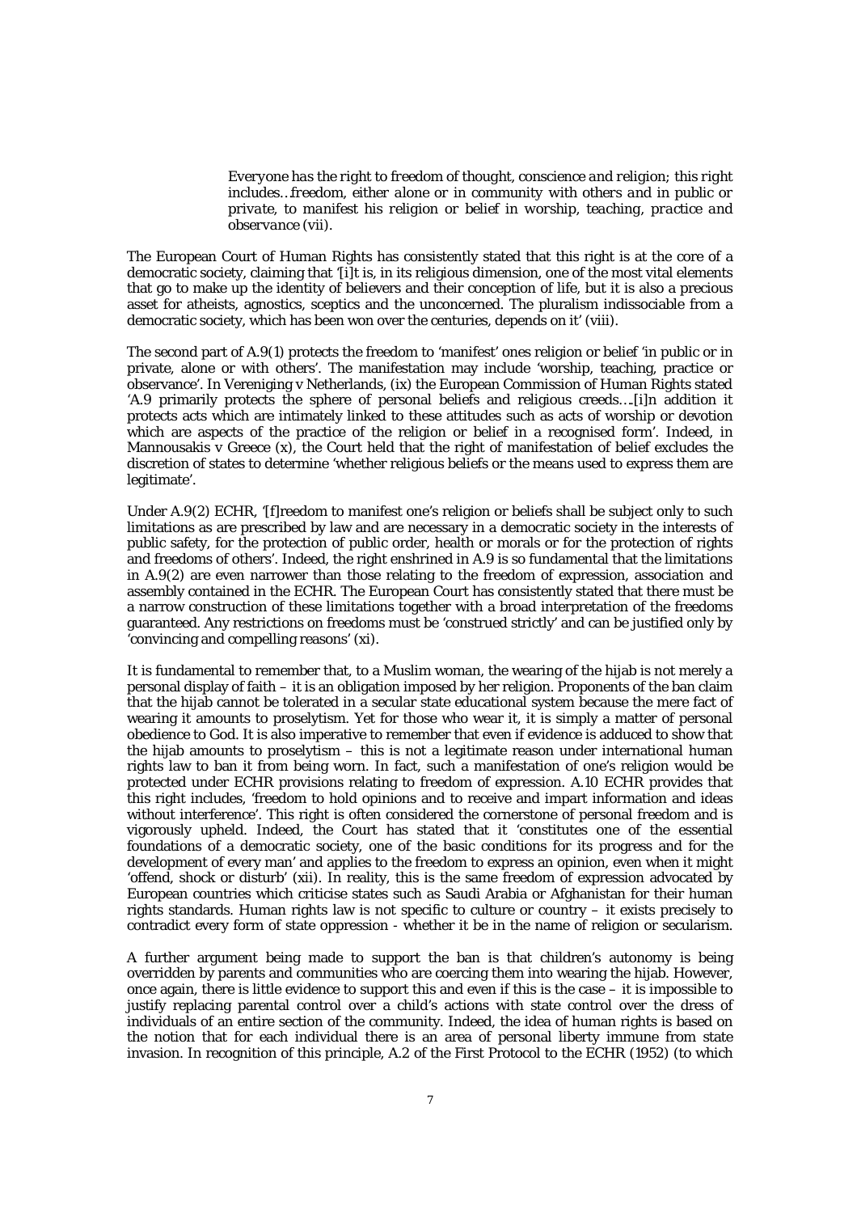> *Everyone has the right to freedom of thought, conscience and religion; this right includes…freedom, either alone or in community with others and in public or private, to manifest his religion or belief in worship, teaching, practice and observance* (vii).

The European Court of Human Rights has consistently stated that this right is at the core of a democratic society, claiming that '[i]t is, in its religious dimension, one of the most vital elements that go to make up the identity of believers and their conception of life, but it is also a precious asset for atheists, agnostics, sceptics and the unconcerned. The pluralism indissociable from a democratic society, which has been won over the centuries, depends on it' (viii).

The second part of A.9(1) protects the freedom to 'manifest' ones religion or belief 'in public or in private, alone or with others'. The manifestation may include 'worship, teaching, practice or observance'. In Vereniging v Netherlands, (ix) the European Commission of Human Rights stated 'A.9 primarily protects the sphere of personal beliefs and religious creeds….[i]n addition it protects acts which are intimately linked to these attitudes such as acts of worship or devotion which are aspects of the practice of the religion or belief in a recognised form'. Indeed, in Mannousakis v Greece (x), the Court held that the right of manifestation of belief excludes the discretion of states to determine 'whether religious beliefs or the means used to express them are legitimate'.

Under A.9(2) ECHR, '[f]reedom to manifest one's religion or beliefs shall be subject only to such limitations as are prescribed by law and are necessary in a democratic society in the interests of public safety, for the protection of public order, health or morals or for the protection of rights and freedoms of others'. Indeed, the right enshrined in A.9 is so fundamental that the limitations in A.9(2) are even narrower than those relating to the freedom of expression, association and assembly contained in the ECHR. The European Court has consistently stated that there must be a narrow construction of these limitations together with a broad interpretation of the freedoms guaranteed. Any restrictions on freedoms must be 'construed strictly' and can be justified only by 'convincing and compelling reasons' (xi).

It is fundamental to remember that, to a Muslim woman, the wearing of the hijab is not merely a personal display of faith – it is an obligation imposed by her religion. Proponents of the ban claim that the hijab cannot be tolerated in a secular state educational system because the mere fact of wearing it amounts to proselytism. Yet for those who wear it, it is simply a matter of personal obedience to God. It is also imperative to remember that even if evidence is adduced to show that the hijab amounts to proselytism – this is not a legitimate reason under international human rights law to ban it from being worn. In fact, such a manifestation of one's religion would be protected under ECHR provisions relating to freedom of expression. A.10 ECHR provides that this right includes, 'freedom to hold opinions and to receive and impart information and ideas without interference'. This right is often considered the cornerstone of personal freedom and is vigorously upheld. Indeed, the Court has stated that it 'constitutes one of the essential foundations of a democratic society, one of the basic conditions for its progress and for the development of every man' and applies to the freedom to express an opinion, even when it might 'offend, shock or disturb' (xii). In reality, this is the same freedom of expression advocated by European countries which criticise states such as Saudi Arabia or Afghanistan for their human rights standards. Human rights law is not specific to culture or country – it exists precisely to contradict every form of state oppression - whether it be in the name of religion or secularism.

A further argument being made to support the ban is that children's autonomy is being overridden by parents and communities who are coercing them into wearing the hijab. However, once again, there is little evidence to support this and even if this is the case – it is impossible to justify replacing parental control over a child's actions with state control over the dress of individuals of an entire section of the community. Indeed, the idea of human rights is based on the notion that for each individual there is an area of personal liberty immune from state invasion. In recognition of this principle, A.2 of the First Protocol to the ECHR (1952) (to which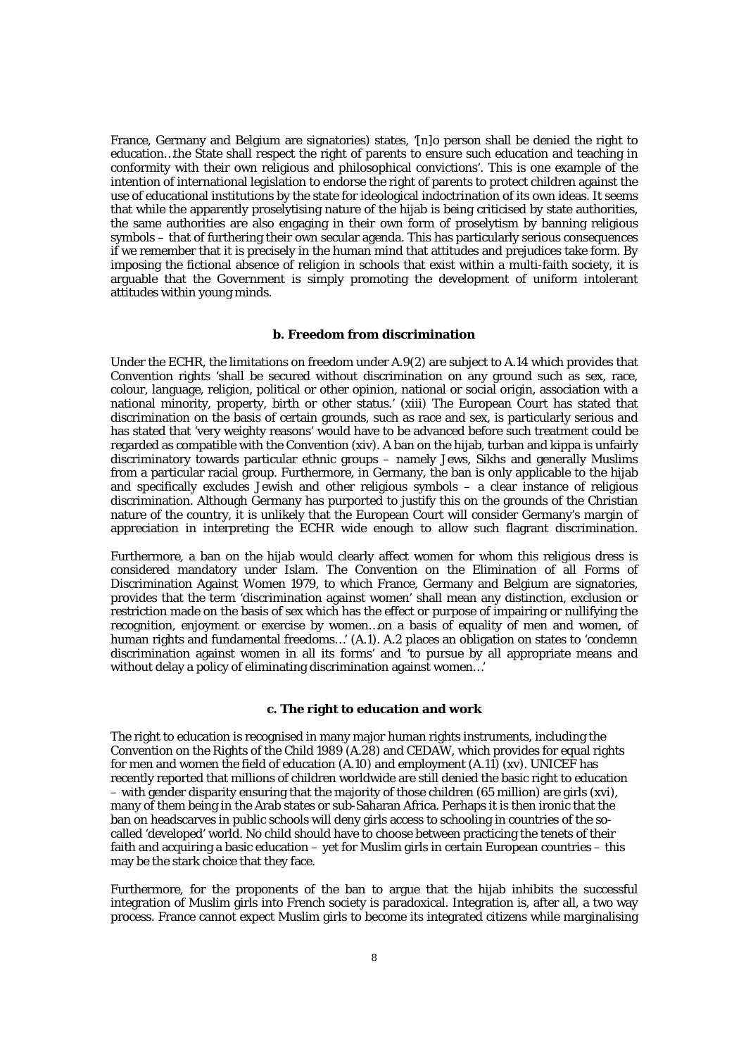France, Germany and Belgium are signatories) states, '[n]o person shall be denied the right to education…the State shall respect the right of parents to ensure such education and teaching in conformity with their own religious and philosophical convictions'. This is one example of the intention of international legislation to endorse the right of parents to protect children against the use of educational institutions by the state for ideological indoctrination of its own ideas. It seems that while the apparently proselytising nature of the hijab is being criticised by state authorities, the same authorities are also engaging in their own form of proselytism by banning religious symbols – that of furthering their own secular agenda. This has particularly serious consequences if we remember that it is precisely in the human mind that attitudes and prejudices take form. By imposing the fictional absence of religion in schools that exist within a multi-faith society, it is arguable that the Government is simply promoting the development of uniform intolerant attitudes within young minds.

### b. Freedom from discrimination

Under the ECHR, the limitations on freedom under A.9(2) are subject to A.14 which provides that Convention rights 'shall be secured without discrimination on any ground such as sex, race, colour, language, religion, political or other opinion, national or social origin, association with a national minority, property, birth or other status.' (xiii) The European Court has stated that discrimination on the basis of certain grounds, such as race and sex, is particularly serious and has stated that 'very weighty reasons' would have to be advanced before such treatment could be regarded as compatible with the Convention (xiv). A ban on the hijab, turban and kippa is unfairly discriminatory towards particular ethnic groups – namely Jews, Sikhs and generally Muslims from a particular racial group. Furthermore, in Germany, the ban is only applicable to the hijab and specifically excludes Jewish and other religious symbols – a clear instance of religious discrimination. Although Germany has purported to justify this on the grounds of the Christian nature of the country, it is unlikely that the European Court will consider Germany's margin of appreciation in interpreting the ECHR wide enough to allow such flagrant discrimination.

Furthermore, a ban on the hijab would clearly affect women for whom this religious dress is considered mandatory under Islam. The Convention on the Elimination of all Forms of Discrimination Against Women 1979, to which France, Germany and Belgium are signatories, provides that the term 'discrimination against women' shall mean any distinction, exclusion or restriction made on the basis of sex which has the effect or purpose of impairing or nullifying the recognition, enjoyment or exercise by women…on a basis of equality of men and women, of human rights and fundamental freedoms…' (A.1). A.2 places an obligation on states to 'condemn discrimination against women in all its forms' and 'to pursue by all appropriate means and without delay a policy of eliminating discrimination against women…'

### c. The right to education and work

The right to education is recognised in many major human rights instruments, including the Convention on the Rights of the Child 1989 (A.28) and CEDAW, which provides for equal rights for men and women the field of education (A.10) and employment (A.11) (xv). UNICEF has recently reported that millions of children worldwide are still denied the basic right to education – with gender disparity ensuring that the majority of those children (65 million) are girls (xvi), many of them being in the Arab states or sub-Saharan Africa. Perhaps it is then ironic that the ban on headscarves in public schools will deny girls access to schooling in countries of the so-called 'developed' world. No child should have to choose between practicing the tenets of their faith and acquiring a basic education – yet for Muslim girls in certain European countries – this may be the stark choice that they face.

Furthermore, for the proponents of the ban to argue that the hijab inhibits the successful integration of Muslim girls into French society is paradoxical. Integration is, after all, a two way process. France cannot expect Muslim girls to become its integrated citizens while marginalising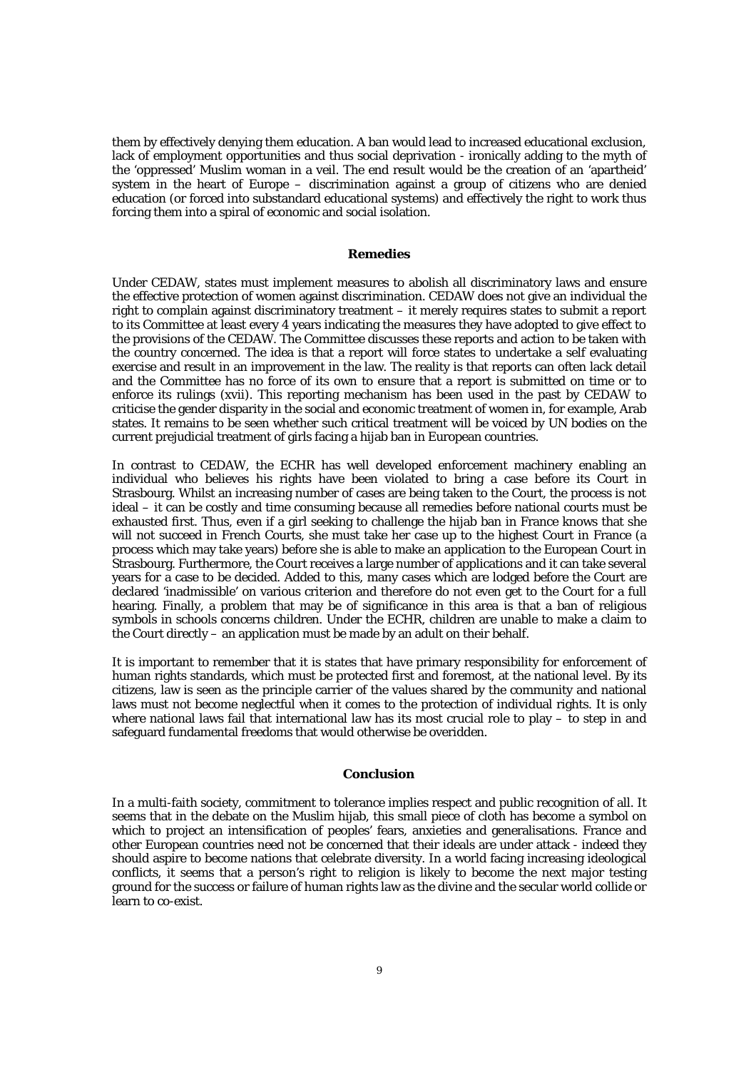them by effectively denying them education. A ban would lead to increased educational exclusion, lack of employment opportunities and thus social deprivation - ironically adding to the myth of the 'oppressed' Muslim woman in a veil. The end result would be the creation of an 'apartheid' system in the heart of Europe – discrimination against a group of citizens who are denied education (or forced into substandard educational systems) and effectively the right to work thus forcing them into a spiral of economic and social isolation.

## Remedies

Under CEDAW, states must implement measures to abolish all discriminatory laws and ensure the effective protection of women against discrimination. CEDAW does not give an individual the right to complain against discriminatory treatment – it merely requires states to submit a report to its Committee at least every 4 years indicating the measures they have adopted to give effect to the provisions of the CEDAW. The Committee discusses these reports and action to be taken with the country concerned. The idea is that a report will force states to undertake a self evaluating exercise and result in an improvement in the law. The reality is that reports can often lack detail and the Committee has no force of its own to ensure that a report is submitted on time or to enforce its rulings (xvii). This reporting mechanism has been used in the past by CEDAW to criticise the gender disparity in the social and economic treatment of women in, for example, Arab states. It remains to be seen whether such critical treatment will be voiced by UN bodies on the current prejudicial treatment of girls facing a hijab ban in European countries.

In contrast to CEDAW, the ECHR has well developed enforcement machinery enabling an individual who believes his rights have been violated to bring a case before its Court in Strasbourg. Whilst an increasing number of cases are being taken to the Court, the process is not ideal – it can be costly and time consuming because all remedies before national courts must be exhausted first. Thus, even if a girl seeking to challenge the hijab ban in France knows that she will not succeed in French Courts, she must take her case up to the highest Court in France (a process which may take years) before she is able to make an application to the European Court in Strasbourg. Furthermore, the Court receives a large number of applications and it can take several years for a case to be decided. Added to this, many cases which are lodged before the Court are declared 'inadmissible' on various criterion and therefore do not even get to the Court for a full hearing. Finally, a problem that may be of significance in this area is that a ban of religious symbols in schools concerns children. Under the ECHR, children are unable to make a claim to the Court directly – an application must be made by an adult on their behalf.

It is important to remember that it is states that have primary responsibility for enforcement of human rights standards, which must be protected first and foremost, at the national level. By its citizens, law is seen as the principle carrier of the values shared by the community and national laws must not become neglectful when it comes to the protection of individual rights. It is only where national laws fail that international law has its most crucial role to play – to step in and safeguard fundamental freedoms that would otherwise be overidden.

## Conclusion

In a multi-faith society, commitment to tolerance implies respect and public recognition of all. It seems that in the debate on the Muslim hijab, this small piece of cloth has become a symbol on which to project an intensification of peoples' fears, anxieties and generalisations. France and other European countries need not be concerned that their ideals are under attack - indeed they should aspire to become nations that celebrate diversity. In a world facing increasing ideological conflicts, it seems that a person's right to religion is likely to become the next major testing ground for the success or failure of human rights law as the divine and the secular world collide or learn to co-exist.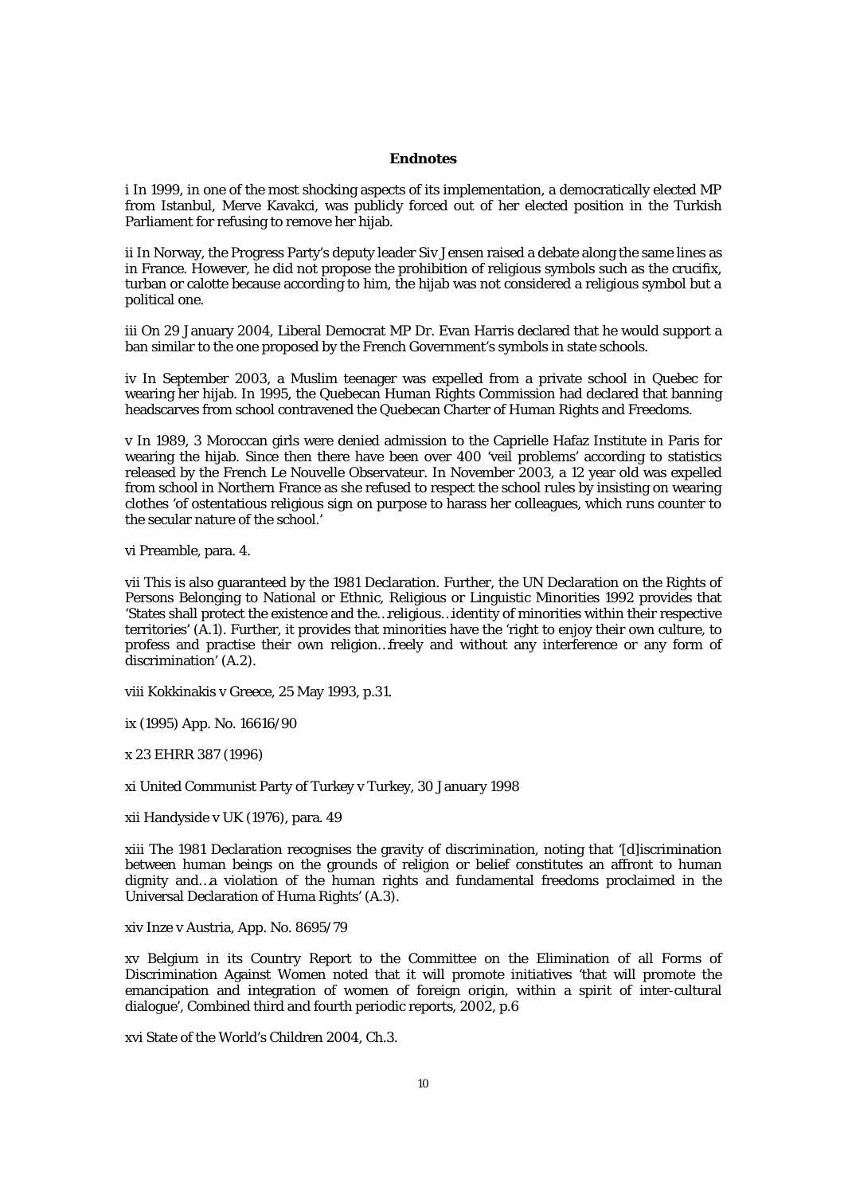## Endnotes

i In 1999, in one of the most shocking aspects of its implementation, a democratically elected MP from Istanbul, Merve Kavakci, was publicly forced out of her elected position in the Turkish Parliament for refusing to remove her hijab.

ii In Norway, the Progress Party's deputy leader Siv Jensen raised a debate along the same lines as in France. However, he did not propose the prohibition of religious symbols such as the crucifix, turban or calotte because according to him, the hijab was not considered a religious symbol but a political one.

iii On 29 January 2004, Liberal Democrat MP Dr. Evan Harris declared that he would support a ban similar to the one proposed by the French Government's symbols in state schools.

iv In September 2003, a Muslim teenager was expelled from a private school in Quebec for wearing her hijab. In 1995, the Quebecan Human Rights Commission had declared that banning headscarves from school contravened the Quebecan Charter of Human Rights and Freedoms.

v In 1989, 3 Moroccan girls were denied admission to the Caprielle Hafaz Institute in Paris for wearing the hijab. Since then there have been over 400 'veil problems' according to statistics released by the French Le Nouvelle Observateur. In November 2003, a 12 year old was expelled from school in Northern France as she refused to respect the school rules by insisting on wearing clothes 'of ostentatious religious sign on purpose to harass her colleagues, which runs counter to the secular nature of the school.'

vi Preamble, para. 4.

vii This is also guaranteed by the 1981 Declaration. Further, the UN Declaration on the Rights of Persons Belonging to National or Ethnic, Religious or Linguistic Minorities 1992 provides that 'States shall protect the existence and the…religious…identity of minorities within their respective territories' (A.1). Further, it provides that minorities have the 'right to enjoy their own culture, to profess and practise their own religion…freely and without any interference or any form of discrimination' (A.2).

viii Kokkinakis v Greece, 25 May 1993, p.31.

ix (1995) App. No. 16616/90

x 23 EHRR 387 (1996)

xi United Communist Party of Turkey v Turkey, 30 January 1998

xii Handyside v UK (1976), para. 49

xiii The 1981 Declaration recognises the gravity of discrimination, noting that '[d]iscrimination between human beings on the grounds of religion or belief constitutes an affront to human dignity and…a violation of the human rights and fundamental freedoms proclaimed in the Universal Declaration of Huma Rights' (A.3).

xiv Inze v Austria, App. No. 8695/79

xv Belgium in its Country Report to the Committee on the Elimination of all Forms of Discrimination Against Women noted that it will promote initiatives 'that will promote the emancipation and integration of women of foreign origin, within a spirit of inter-cultural dialogue', Combined third and fourth periodic reports, 2002, p.6

xvi State of the World's Children 2004, Ch.3.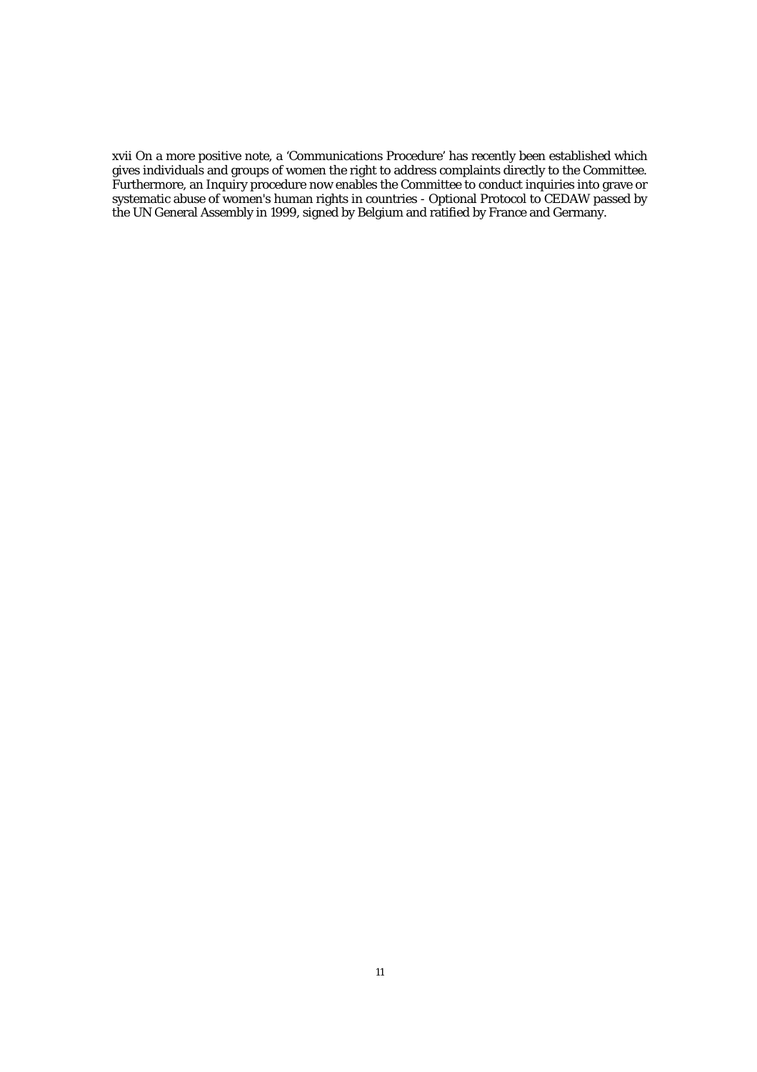xvii On a more positive note, a 'Communications Procedure' has recently been established which gives individuals and groups of women the right to address complaints directly to the Committee. Furthermore, an Inquiry procedure now enables the Committee to conduct inquiries into grave or systematic abuse of women's human rights in countries - Optional Protocol to CEDAW passed by the UN General Assembly in 1999, signed by Belgium and ratified by France and Germany.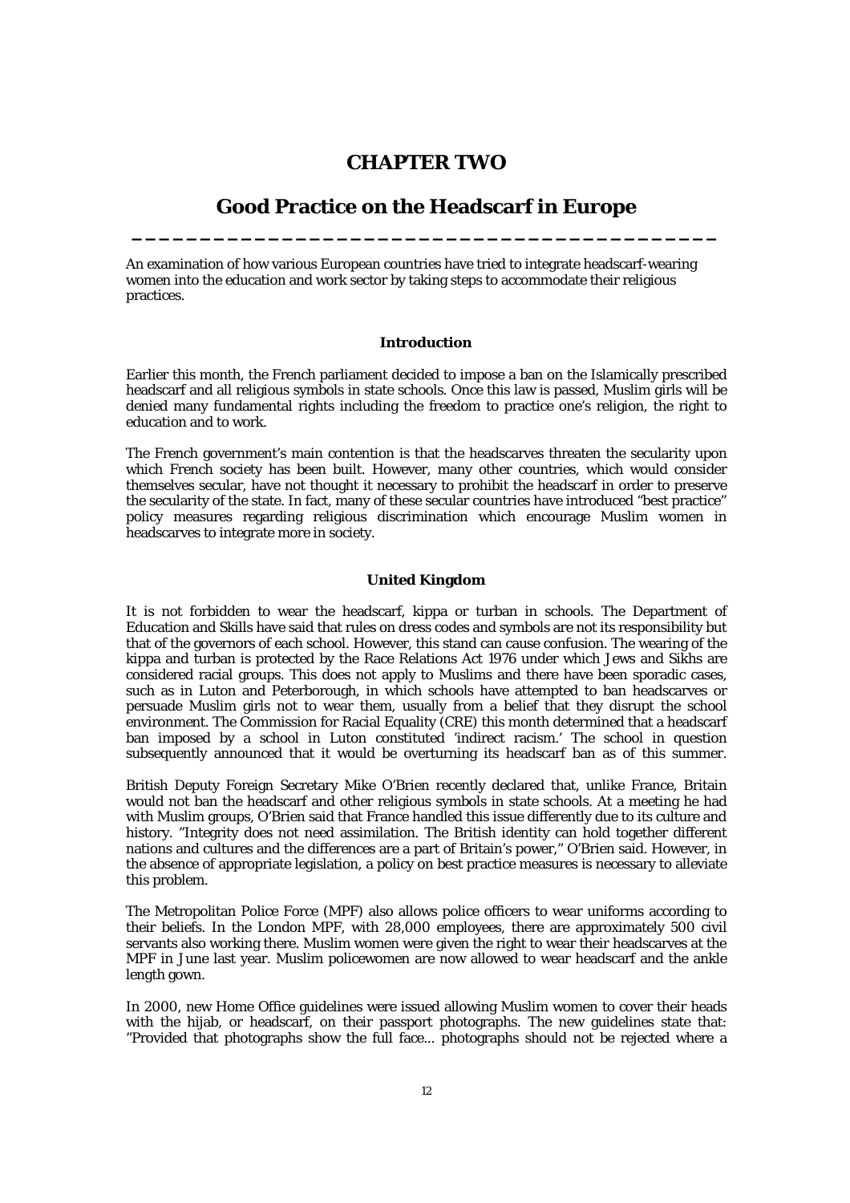# CHAPTER TWO

# Good Practice on the Headscarf in Europe

An examination of how various European countries have tried to integrate headscarf-wearing women into the education and work sector by taking steps to accommodate their religious practices.

### Introduction

Earlier this month, the French parliament decided to impose a ban on the Islamically prescribed headscarf and all religious symbols in state schools. Once this law is passed, Muslim girls will be denied many fundamental rights including the freedom to practice one's religion, the right to education and to work.

The French government's main contention is that the headscarves threaten the secularity upon which French society has been built. However, many other countries, which would consider themselves secular, have not thought it necessary to prohibit the headscarf in order to preserve the secularity of the state. In fact, many of these secular countries have introduced "best practice" policy measures regarding religious discrimination which encourage Muslim women in headscarves to integrate more in society.

### United Kingdom

It is not forbidden to wear the headscarf, kippa or turban in schools. The Department of Education and Skills have said that rules on dress codes and symbols are not its responsibility but that of the governors of each school. However, this stand can cause confusion. The wearing of the kippa and turban is protected by the Race Relations Act 1976 under which Jews and Sikhs are considered racial groups. This does not apply to Muslims and there have been sporadic cases, such as in Luton and Peterborough, in which schools have attempted to ban headscarves or persuade Muslim girls not to wear them, usually from a belief that they disrupt the school environment. The Commission for Racial Equality (CRE) this month determined that a headscarf ban imposed by a school in Luton constituted 'indirect racism.' The school in question subsequently announced that it would be overturning its headscarf ban as of this summer.

British Deputy Foreign Secretary Mike O'Brien recently declared that, unlike France, Britain would not ban the headscarf and other religious symbols in state schools. At a meeting he had with Muslim groups, O'Brien said that France handled this issue differently due to its culture and history. "Integrity does not need assimilation. The British identity can hold together different nations and cultures and the differences are a part of Britain's power," O'Brien said. However, in the absence of appropriate legislation, a policy on best practice measures is necessary to alleviate this problem.

The Metropolitan Police Force (MPF) also allows police officers to wear uniforms according to their beliefs. In the London MPF, with 28,000 employees, there are approximately 500 civil servants also working there. Muslim women were given the right to wear their headscarves at the MPF in June last year. Muslim policewomen are now allowed to wear headscarf and the ankle length gown.

In 2000, new Home Office guidelines were issued allowing Muslim women to cover their heads with the hijab, or headscarf, on their passport photographs. The new guidelines state that: "Provided that photographs show the full face... photographs should not be rejected where a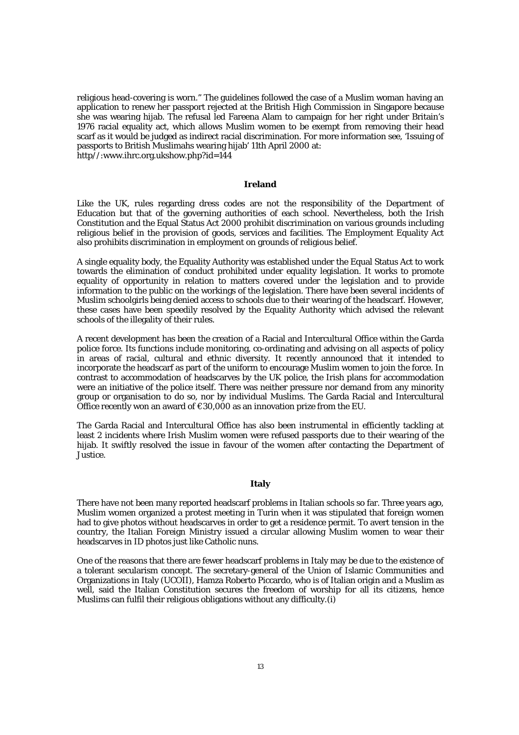religious head-covering is worn." The guidelines followed the case of a Muslim woman having an application to renew her passport rejected at the British High Commission in Singapore because she was wearing hijab. The refusal led Fareena Alam to campaign for her right under Britain's 1976 racial equality act, which allows Muslim women to be exempt from removing their head scarf as it would be judged as indirect racial discrimination. For more information see, 'Issuing of passports to British Muslimahs wearing hijab' 11th April 2000 at: http//:www.ihrc.org.ukshow.php?id=144

### Ireland

Like the UK, rules regarding dress codes are not the responsibility of the Department of Education but that of the governing authorities of each school. Nevertheless, both the Irish Constitution and the Equal Status Act 2000 prohibit discrimination on various grounds including religious belief in the provision of goods, services and facilities. The Employment Equality Act also prohibits discrimination in employment on grounds of religious belief.

A single equality body, the Equality Authority was established under the Equal Status Act to work towards the elimination of conduct prohibited under equality legislation. It works to promote equality of opportunity in relation to matters covered under the legislation and to provide information to the public on the workings of the legislation. There have been several incidents of Muslim schoolgirls being denied access to schools due to their wearing of the headscarf. However, these cases have been speedily resolved by the Equality Authority which advised the relevant schools of the illegality of their rules.

A recent development has been the creation of a Racial and Intercultural Office within the Garda police force. Its functions include monitoring, co-ordinating and advising on all aspects of policy in areas of racial, cultural and ethnic diversity. It recently announced that it intended to incorporate the headscarf as part of the uniform to encourage Muslim women to join the force. In contrast to accommodation of headscarves by the UK police, the Irish plans for accommodation were an initiative of the police itself. There was neither pressure nor demand from any minority group or organisation to do so, nor by individual Muslims. The Garda Racial and Intercultural Office recently won an award of €30,000 as an innovation prize from the EU.

The Garda Racial and Intercultural Office has also been instrumental in efficiently tackling at least 2 incidents where Irish Muslim women were refused passports due to their wearing of the hijab. It swiftly resolved the issue in favour of the women after contacting the Department of Justice.

### Italy

There have not been many reported headscarf problems in Italian schools so far. Three years ago, Muslim women organized a protest meeting in Turin when it was stipulated that foreign women had to give photos without headscarves in order to get a residence permit. To avert tension in the country, the Italian Foreign Ministry issued a circular allowing Muslim women to wear their headscarves in ID photos just like Catholic nuns.

One of the reasons that there are fewer headscarf problems in Italy may be due to the existence of a tolerant secularism concept. The secretary-general of the Union of Islamic Communities and Organizations in Italy (UCOII), Hamza Roberto Piccardo, who is of Italian origin and a Muslim as well, said the Italian Constitution secures the freedom of worship for all its citizens, hence Muslims can fulfil their religious obligations without any difficulty.(i)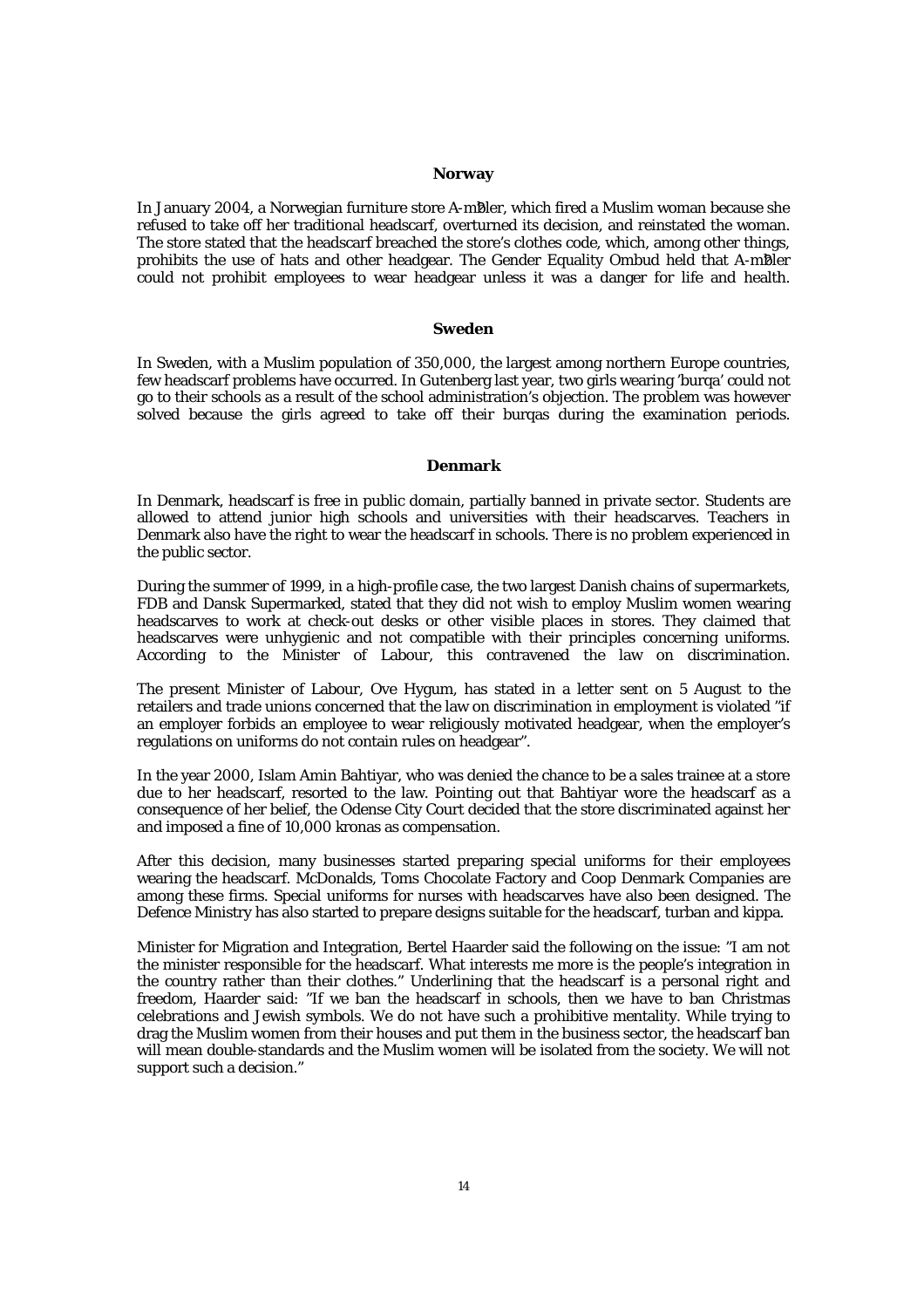### Norway

In January 2004, a Norwegian furniture store A-m?ler, which fired a Muslim woman because she refused to take off her traditional headscarf, overturned its decision, and reinstated the woman. The store stated that the headscarf breached the store's clothes code, which, among other things, prohibits the use of hats and other headgear. The Gender Equality Ombud held that A-m?ler could not prohibit employees to wear headgear unless it was a danger for life and health.

### Sweden

In Sweden, with a Muslim population of 350,000, the largest among northern Europe countries, few headscarf problems have occurred. In Gutenberg last year, two girls wearing 'burqa' could not go to their schools as a result of the school administration's objection. The problem was however solved because the girls agreed to take off their burqas during the examination periods.

### Denmark

In Denmark, headscarf is free in public domain, partially banned in private sector. Students are allowed to attend junior high schools and universities with their headscarves. Teachers in Denmark also have the right to wear the headscarf in schools. There is no problem experienced in the public sector.

During the summer of 1999, in a high-profile case, the two largest Danish chains of supermarkets, FDB and Dansk Supermarked, stated that they did not wish to employ Muslim women wearing headscarves to work at check-out desks or other visible places in stores. They claimed that headscarves were unhygienic and not compatible with their principles concerning uniforms. According to the Minister of Labour, this contravened the law on discrimination.

The present Minister of Labour, Ove Hygum, has stated in a letter sent on 5 August to the retailers and trade unions concerned that the law on discrimination in employment is violated "if an employer forbids an employee to wear religiously motivated headgear, when the employer's regulations on uniforms do not contain rules on headgear".

In the year 2000, Islam Amin Bahtiyar, who was denied the chance to be a sales trainee at a store due to her headscarf, resorted to the law. Pointing out that Bahtiyar wore the headscarf as a consequence of her belief, the Odense City Court decided that the store discriminated against her and imposed a fine of 10,000 kronas as compensation.

After this decision, many businesses started preparing special uniforms for their employees wearing the headscarf. McDonalds, Toms Chocolate Factory and Coop Denmark Companies are among these firms. Special uniforms for nurses with headscarves have also been designed. The Defence Ministry has also started to prepare designs suitable for the headscarf, turban and kippa.

Minister for Migration and Integration, Bertel Haarder said the following on the issue: "I am not the minister responsible for the headscarf. What interests me more is the people's integration in the country rather than their clothes." Underlining that the headscarf is a personal right and freedom, Haarder said: "If we ban the headscarf in schools, then we have to ban Christmas celebrations and Jewish symbols. We do not have such a prohibitive mentality. While trying to drag the Muslim women from their houses and put them in the business sector, the headscarf ban will mean double-standards and the Muslim women will be isolated from the society. We will not support such a decision."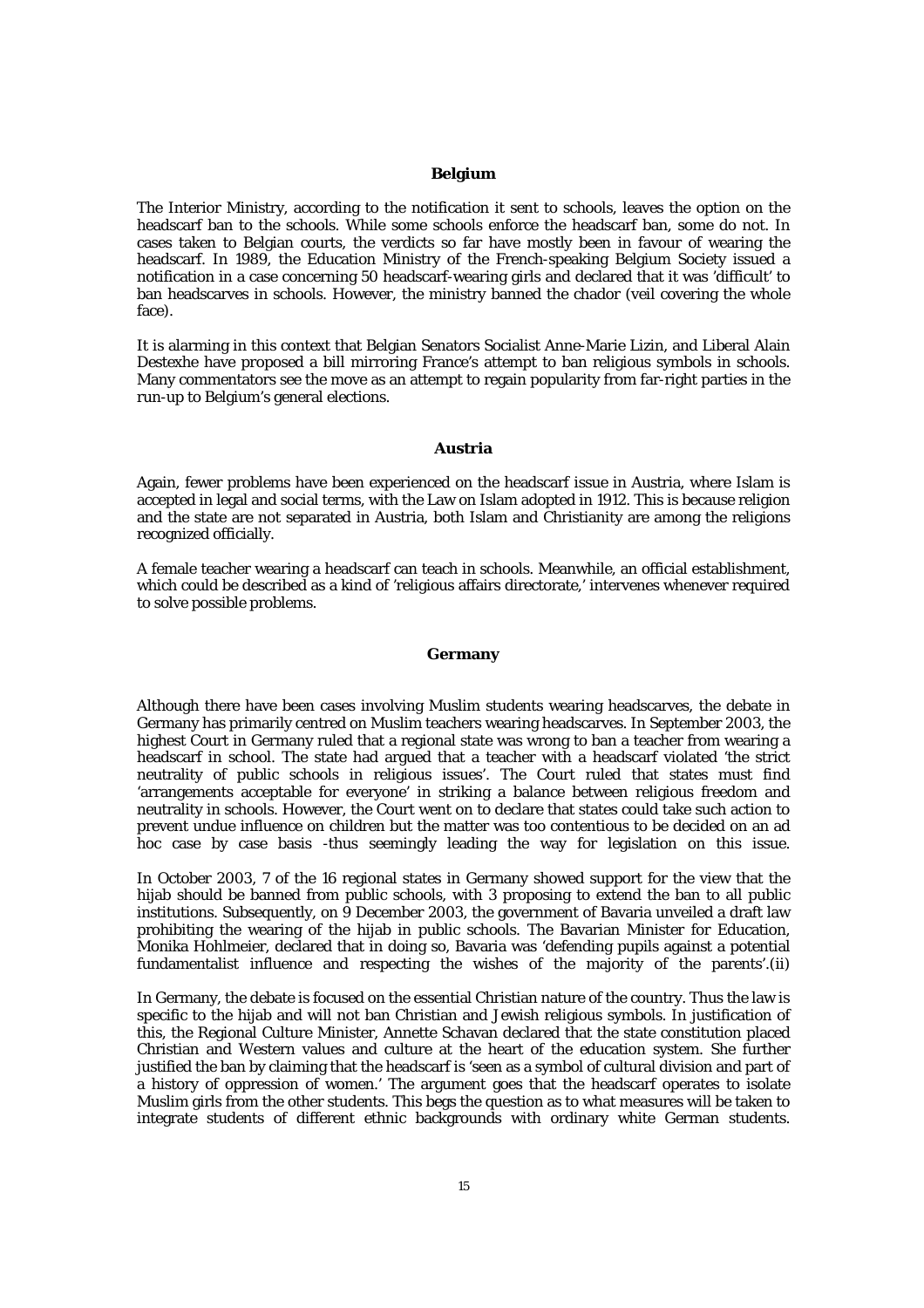### Belgium

The Interior Ministry, according to the notification it sent to schools, leaves the option on the headscarf ban to the schools. While some schools enforce the headscarf ban, some do not. In cases taken to Belgian courts, the verdicts so far have mostly been in favour of wearing the headscarf. In 1989, the Education Ministry of the French-speaking Belgium Society issued a notification in a case concerning 50 headscarf-wearing girls and declared that it was 'difficult' to ban headscarves in schools. However, the ministry banned the chador (veil covering the whole face).

It is alarming in this context that Belgian Senators Socialist Anne-Marie Lizin, and Liberal Alain Destexhe have proposed a bill mirroring France's attempt to ban religious symbols in schools. Many commentators see the move as an attempt to regain popularity from far-right parties in the run-up to Belgium's general elections.

### Austria

Again, fewer problems have been experienced on the headscarf issue in Austria, where Islam is accepted in legal and social terms, with the Law on Islam adopted in 1912. This is because religion and the state are not separated in Austria, both Islam and Christianity are among the religions recognized officially.

A female teacher wearing a headscarf can teach in schools. Meanwhile, an official establishment, which could be described as a kind of 'religious affairs directorate,' intervenes whenever required to solve possible problems.

### Germany

Although there have been cases involving Muslim students wearing headscarves, the debate in Germany has primarily centred on Muslim teachers wearing headscarves. In September 2003, the highest Court in Germany ruled that a regional state was wrong to ban a teacher from wearing a headscarf in school. The state had argued that a teacher with a headscarf violated 'the strict neutrality of public schools in religious issues'. The Court ruled that states must find 'arrangements acceptable for everyone' in striking a balance between religious freedom and neutrality in schools. However, the Court went on to declare that states could take such action to prevent undue influence on children but the matter was too contentious to be decided on an ad hoc case by case basis -thus seemingly leading the way for legislation on this issue.

In October 2003, 7 of the 16 regional states in Germany showed support for the view that the hijab should be banned from public schools, with 3 proposing to extend the ban to all public institutions. Subsequently, on 9 December 2003, the government of Bavaria unveiled a draft law prohibiting the wearing of the hijab in public schools. The Bavarian Minister for Education, Monika Hohlmeier, declared that in doing so, Bavaria was 'defending pupils against a potential fundamentalist influence and respecting the wishes of the majority of the parents'.(ii)

In Germany, the debate is focused on the essential Christian nature of the country. Thus the law is specific to the hijab and will not ban Christian and Jewish religious symbols. In justification of this, the Regional Culture Minister, Annette Schavan declared that the state constitution placed Christian and Western values and culture at the heart of the education system. She further justified the ban by claiming that the headscarf is 'seen as a symbol of cultural division and part of a history of oppression of women.' The argument goes that the headscarf operates to isolate Muslim girls from the other students. This begs the question as to what measures will be taken to integrate students of different ethnic backgrounds with ordinary white German students.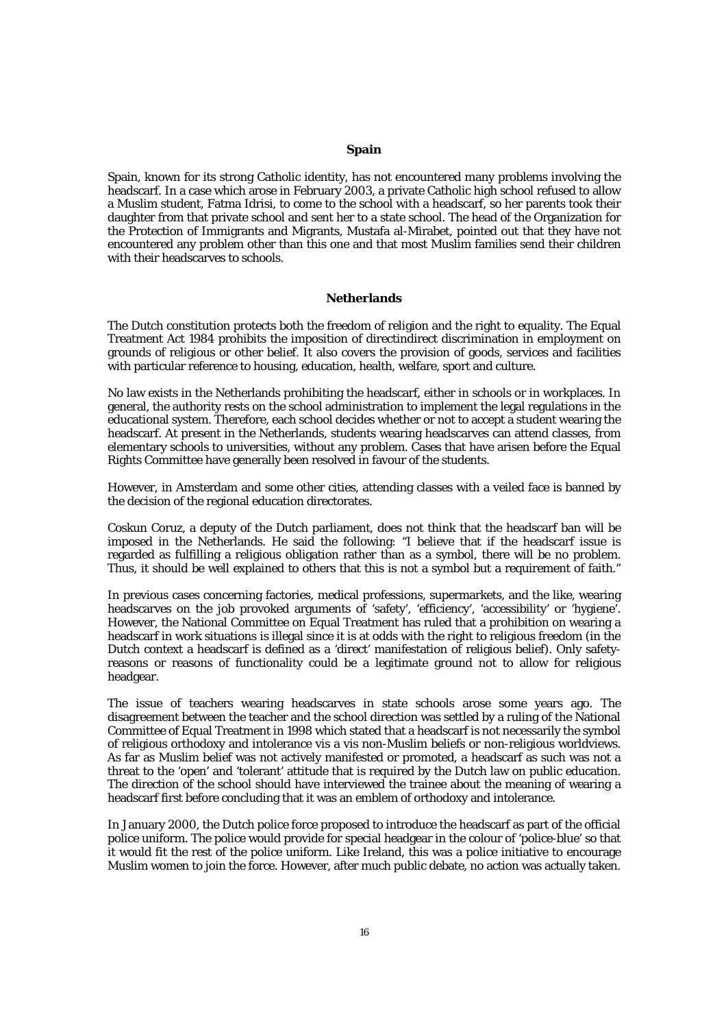## Spain

Spain, known for its strong Catholic identity, has not encountered many problems involving the headscarf. In a case which arose in February 2003, a private Catholic high school refused to allow a Muslim student, Fatma Idrisi, to come to the school with a headscarf, so her parents took their daughter from that private school and sent her to a state school. The head of the Organization for the Protection of Immigrants and Migrants, Mustafa al-Mirabet, pointed out that they have not encountered any problem other than this one and that most Muslim families send their children with their headscarves to schools.

## Netherlands

The Dutch constitution protects both the freedom of religion and the right to equality. The Equal Treatment Act 1984 prohibits the imposition of directindirect discrimination in employment on grounds of religious or other belief. It also covers the provision of goods, services and facilities with particular reference to housing, education, health, welfare, sport and culture.

No law exists in the Netherlands prohibiting the headscarf, either in schools or in workplaces. In general, the authority rests on the school administration to implement the legal regulations in the educational system. Therefore, each school decides whether or not to accept a student wearing the headscarf. At present in the Netherlands, students wearing headscarves can attend classes, from elementary schools to universities, without any problem. Cases that have arisen before the Equal Rights Committee have generally been resolved in favour of the students.

However, in Amsterdam and some other cities, attending classes with a veiled face is banned by the decision of the regional education directorates.

Coskun Coruz, a deputy of the Dutch parliament, does not think that the headscarf ban will be imposed in the Netherlands. He said the following: "I believe that if the headscarf issue is regarded as fulfilling a religious obligation rather than as a symbol, there will be no problem. Thus, it should be well explained to others that this is not a symbol but a requirement of faith."

In previous cases concerning factories, medical professions, supermarkets, and the like, wearing headscarves on the job provoked arguments of 'safety', 'efficiency', 'accessibility' or 'hygiene'. However, the National Committee on Equal Treatment has ruled that a prohibition on wearing a headscarf in work situations is illegal since it is at odds with the right to religious freedom (in the Dutch context a headscarf is defined as a 'direct' manifestation of religious belief). Only safety-reasons or reasons of functionality could be a legitimate ground not to allow for religious headgear.

The issue of teachers wearing headscarves in state schools arose some years ago. The disagreement between the teacher and the school direction was settled by a ruling of the National Committee of Equal Treatment in 1998 which stated that a headscarf is not necessarily the symbol of religious orthodoxy and intolerance vis a vis non-Muslim beliefs or non-religious worldviews. As far as Muslim belief was not actively manifested or promoted, a headscarf as such was not a threat to the 'open' and 'tolerant' attitude that is required by the Dutch law on public education. The direction of the school should have interviewed the trainee about the meaning of wearing a headscarf first before concluding that it was an emblem of orthodoxy and intolerance.

In January 2000, the Dutch police force proposed to introduce the headscarf as part of the official police uniform. The police would provide for special headgear in the colour of 'police-blue' so that it would fit the rest of the police uniform. Like Ireland, this was a police initiative to encourage Muslim women to join the force. However, after much public debate, no action was actually taken.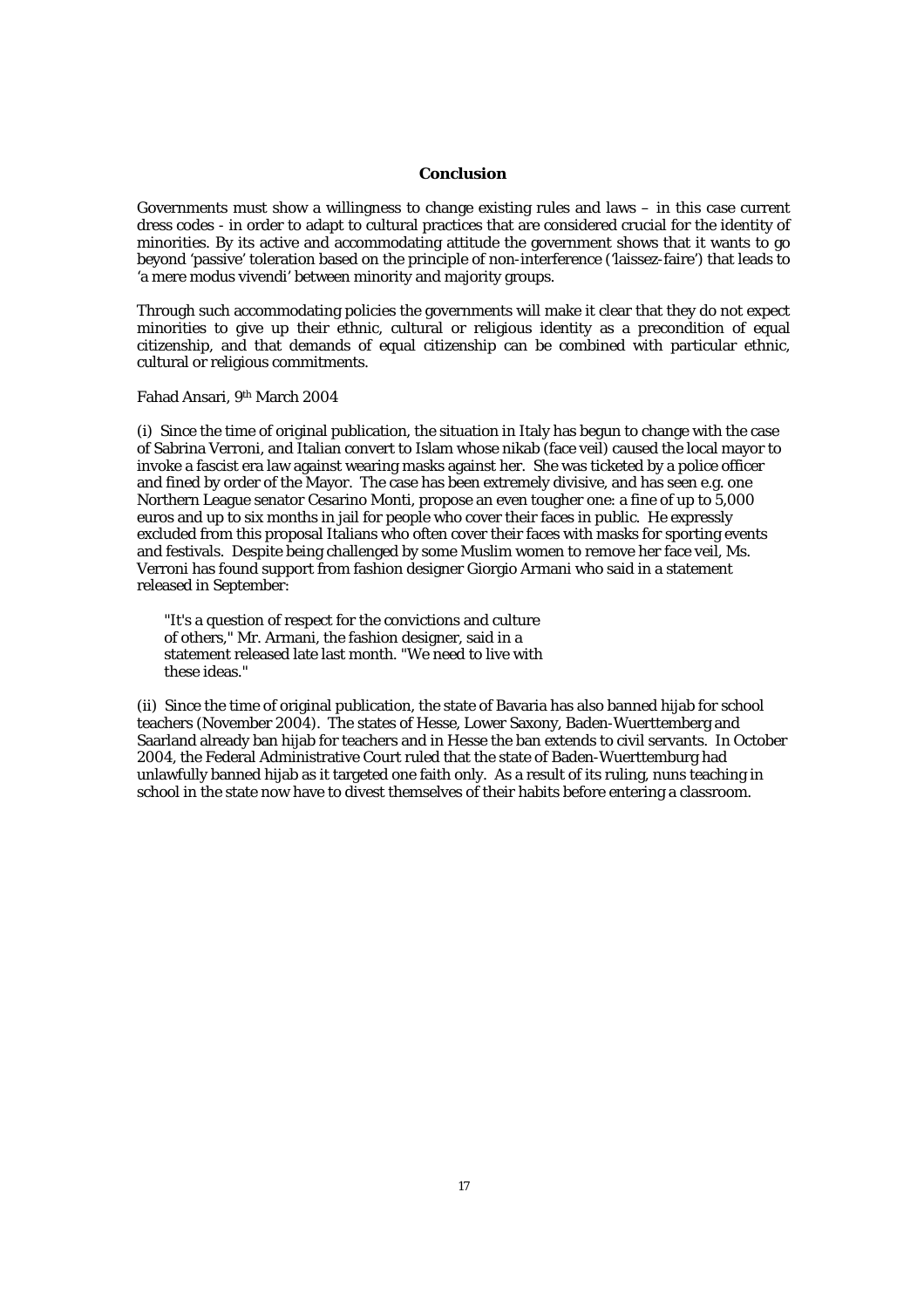**Conclusion**

Governments must show a willingness to change existing rules and laws – in this case current dress codes - in order to adapt to cultural practices that are considered crucial for the identity of minorities. By its active and accommodating attitude the government shows that it wants to go beyond 'passive' toleration based on the principle of non-interference ('laissez-faire') that leads to 'a mere modus vivendi' between minority and majority groups.

Through such accommodating policies the governments will make it clear that they do not expect minorities to give up their ethnic, cultural or religious identity as a precondition of equal citizenship, and that demands of equal citizenship can be combined with particular ethnic, cultural or religious commitments.

Fahad Ansari, 9th March 2004

(i) Since the time of original publication, the situation in Italy has begun to change with the case of Sabrina Verroni, and Italian convert to Islam whose nikab (face veil) caused the local mayor to invoke a fascist era law against wearing masks against her. She was ticketed by a police officer and fined by order of the Mayor. The case has been extremely divisive, and has seen e.g. one Northern League senator Cesarino Monti, propose an even tougher one: a fine of up to 5,000 euros and up to six months in jail for people who cover their faces in public. He expressly excluded from this proposal Italians who often cover their faces with masks for sporting events and festivals. Despite being challenged by some Muslim women to remove her face veil, Ms. Verroni has found support from fashion designer Giorgio Armani who said in a statement released in September:

> "It's a question of respect for the convictions and culture of others," Mr. Armani, the fashion designer, said in a statement released late last month. "We need to live with these ideas."

(ii) Since the time of original publication, the state of Bavaria has also banned hijab for school teachers (November 2004). The states of Hesse, Lower Saxony, Baden-Wuerttemberg and Saarland already ban hijab for teachers and in Hesse the ban extends to civil servants. In October 2004, the Federal Administrative Court ruled that the state of Baden-Wuerttemburg had unlawfully banned hijab as it targeted one faith only. As a result of its ruling, nuns teaching in school in the state now have to divest themselves of their habits before entering a classroom.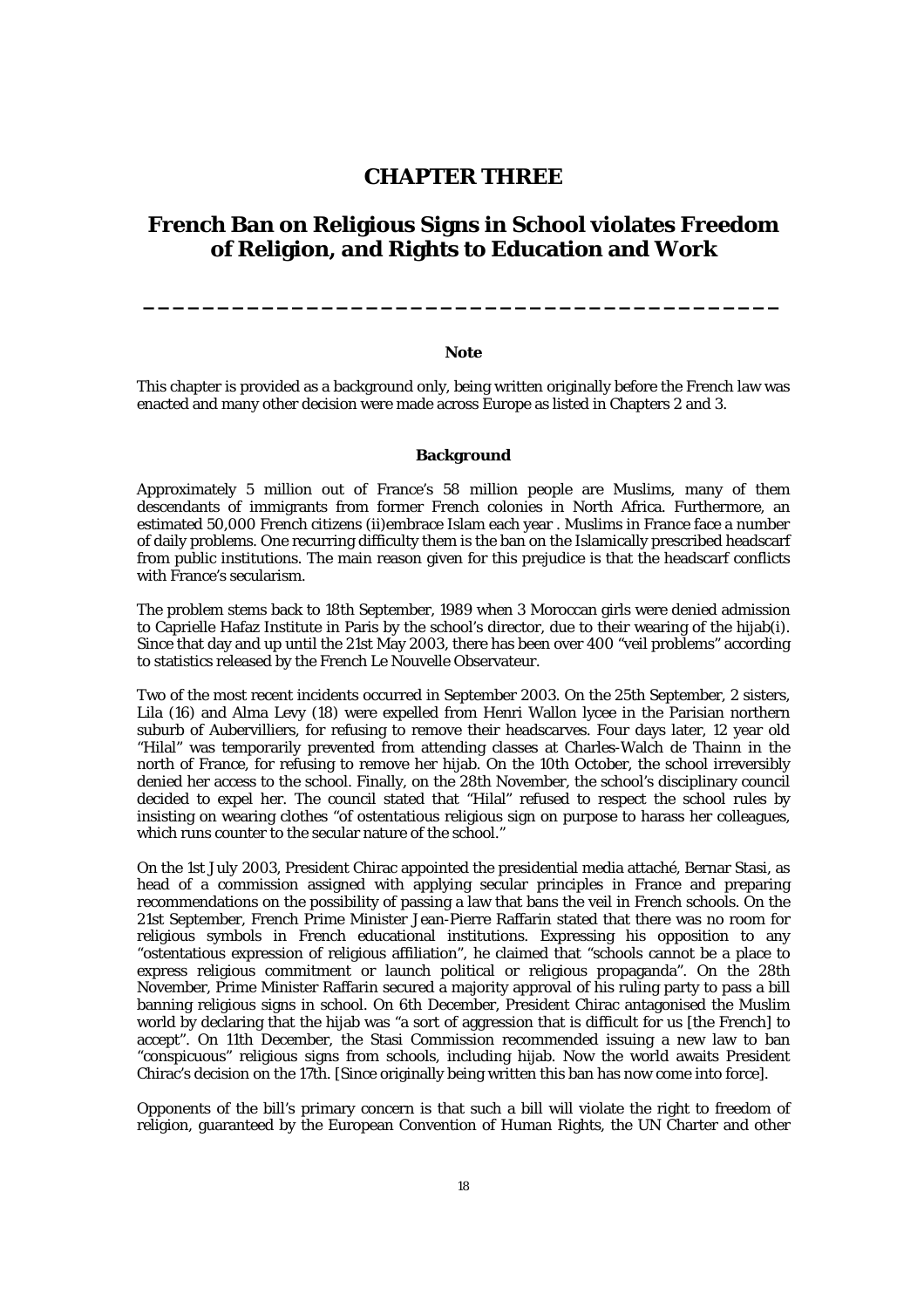# CHAPTER THREE

## French Ban on Religious Signs in School violates Freedom of Religion, and Rights to Education and Work

---

**Note**

This chapter is provided as a background only, being written originally before the French law was enacted and many other decision were made across Europe as listed in Chapters 2 and 3.

**Background**

Approximately 5 million out of France's 58 million people are Muslims, many of them descendants of immigrants from former French colonies in North Africa. Furthermore, an estimated 50,000 French citizens (ii)embrace Islam each year . Muslims in France face a number of daily problems. One recurring difficulty them is the ban on the Islamically prescribed headscarf from public institutions. The main reason given for this prejudice is that the headscarf conflicts with France's secularism.

The problem stems back to 18th September, 1989 when 3 Moroccan girls were denied admission to Caprielle Hafaz Institute in Paris by the school's director, due to their wearing of the hijab(i). Since that day and up until the 21st May 2003, there has been over 400 "veil problems" according to statistics released by the French Le Nouvelle Observateur.

Two of the most recent incidents occurred in September 2003. On the 25th September, 2 sisters, Lila (16) and Alma Levy (18) were expelled from Henri Wallon lycee in the Parisian northern suburb of Aubervilliers, for refusing to remove their headscarves. Four days later, 12 year old "Hilal" was temporarily prevented from attending classes at Charles-Walch de Thainn in the north of France, for refusing to remove her hijab. On the 10th October, the school irreversibly denied her access to the school. Finally, on the 28th November, the school's disciplinary council decided to expel her. The council stated that "Hilal" refused to respect the school rules by insisting on wearing clothes "of ostentatious religious sign on purpose to harass her colleagues, which runs counter to the secular nature of the school."

On the 1st July 2003, President Chirac appointed the presidential media attaché, Bernar Stasi, as head of a commission assigned with applying secular principles in France and preparing recommendations on the possibility of passing a law that bans the veil in French schools. On the 21st September, French Prime Minister Jean-Pierre Raffarin stated that there was no room for religious symbols in French educational institutions. Expressing his opposition to any "ostentatious expression of religious affiliation", he claimed that "schools cannot be a place to express religious commitment or launch political or religious propaganda". On the 28th November, Prime Minister Raffarin secured a majority approval of his ruling party to pass a bill banning religious signs in school. On 6th December, President Chirac antagonised the Muslim world by declaring that the hijab was "a sort of aggression that is difficult for us [the French] to accept". On 11th December, the Stasi Commission recommended issuing a new law to ban "conspicuous" religious signs from schools, including hijab. Now the world awaits President Chirac's decision on the 17th. [Since originally being written this ban has now come into force].

Opponents of the bill's primary concern is that such a bill will violate the right to freedom of religion, guaranteed by the European Convention of Human Rights, the UN Charter and other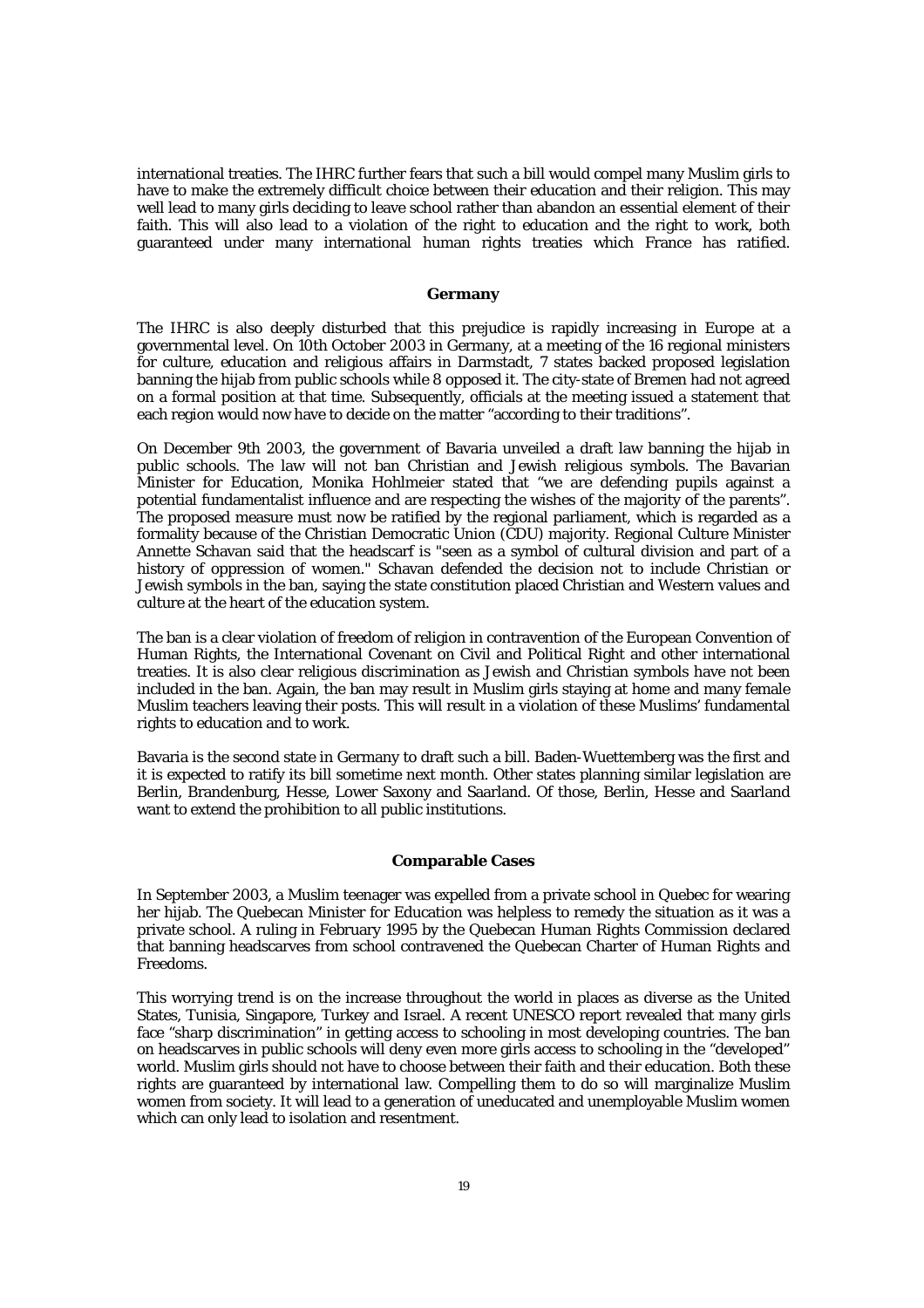international treaties. The IHRC further fears that such a bill would compel many Muslim girls to have to make the extremely difficult choice between their education and their religion. This may well lead to many girls deciding to leave school rather than abandon an essential element of their faith. This will also lead to a violation of the right to education and the right to work, both guaranteed under many international human rights treaties which France has ratified.

### Germany

The IHRC is also deeply disturbed that this prejudice is rapidly increasing in Europe at a governmental level. On 10th October 2003 in Germany, at a meeting of the 16 regional ministers for culture, education and religious affairs in Darmstadt, 7 states backed proposed legislation banning the hijab from public schools while 8 opposed it. The city-state of Bremen had not agreed on a formal position at that time. Subsequently, officials at the meeting issued a statement that each region would now have to decide on the matter "according to their traditions".

On December 9th 2003, the government of Bavaria unveiled a draft law banning the hijab in public schools. The law will not ban Christian and Jewish religious symbols. The Bavarian Minister for Education, Monika Hohlmeier stated that "we are defending pupils against a potential fundamentalist influence and are respecting the wishes of the majority of the parents". The proposed measure must now be ratified by the regional parliament, which is regarded as a formality because of the Christian Democratic Union (CDU) majority. Regional Culture Minister Annette Schavan said that the headscarf is "seen as a symbol of cultural division and part of a history of oppression of women." Schavan defended the decision not to include Christian or Jewish symbols in the ban, saying the state constitution placed Christian and Western values and culture at the heart of the education system.

The ban is a clear violation of freedom of religion in contravention of the European Convention of Human Rights, the International Covenant on Civil and Political Right and other international treaties. It is also clear religious discrimination as Jewish and Christian symbols have not been included in the ban. Again, the ban may result in Muslim girls staying at home and many female Muslim teachers leaving their posts. This will result in a violation of these Muslims' fundamental rights to education and to work.

Bavaria is the second state in Germany to draft such a bill. Baden-Wuettemberg was the first and it is expected to ratify its bill sometime next month. Other states planning similar legislation are Berlin, Brandenburg, Hesse, Lower Saxony and Saarland. Of those, Berlin, Hesse and Saarland want to extend the prohibition to all public institutions.

### Comparable Cases

In September 2003, a Muslim teenager was expelled from a private school in Quebec for wearing her hijab. The Quebecan Minister for Education was helpless to remedy the situation as it was a private school. A ruling in February 1995 by the Quebecan Human Rights Commission declared that banning headscarves from school contravened the Quebecan Charter of Human Rights and Freedoms.

This worrying trend is on the increase throughout the world in places as diverse as the United States, Tunisia, Singapore, Turkey and Israel. A recent UNESCO report revealed that many girls face "sharp discrimination" in getting access to schooling in most developing countries. The ban on headscarves in public schools will deny even more girls access to schooling in the "developed" world. Muslim girls should not have to choose between their faith and their education. Both these rights are guaranteed by international law. Compelling them to do so will marginalize Muslim women from society. It will lead to a generation of uneducated and unemployable Muslim women which can only lead to isolation and resentment.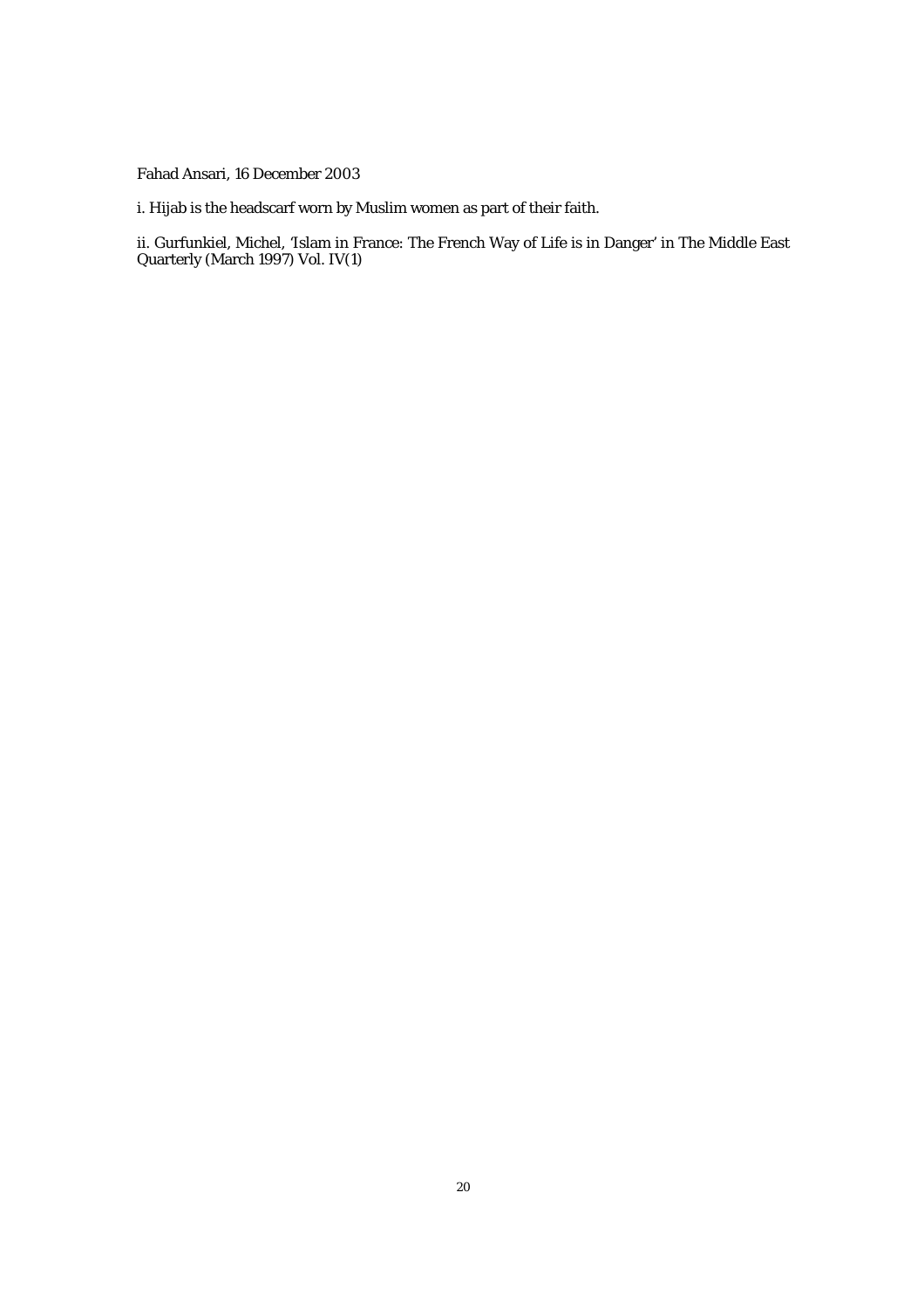Fahad Ansari, 16 December 2003

i. Hijab is the headscarf worn by Muslim women as part of their faith.

ii. Gurfunkiel, Michel, 'Islam in France: The French Way of Life is in Danger' in The Middle East Quarterly (March 1997) Vol. IV(1)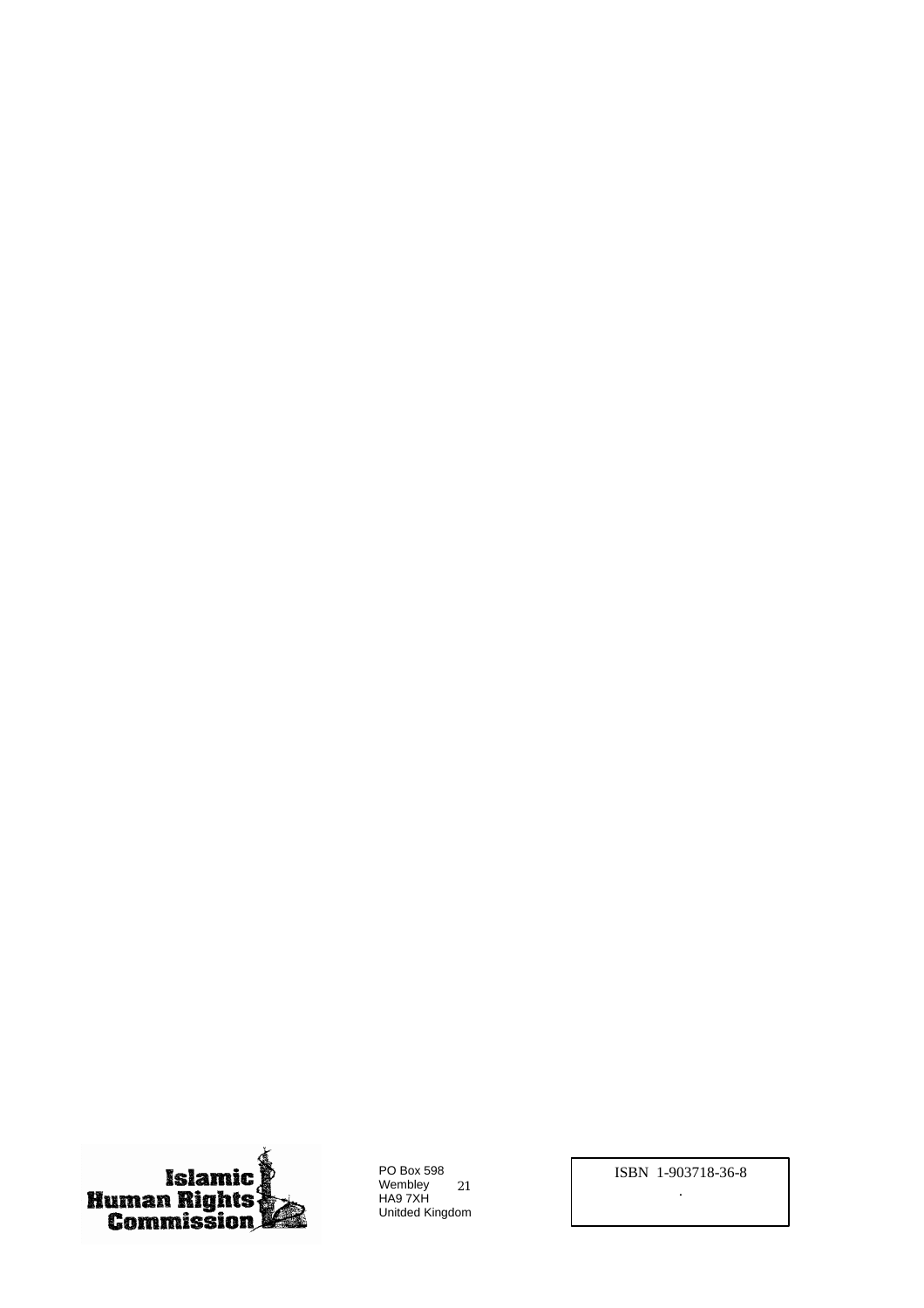Islamic Human Rights Commission

PO Box 598
Wembley
HA9 7XH
Unitded Kingdom

ISBN 1-903718-36-8